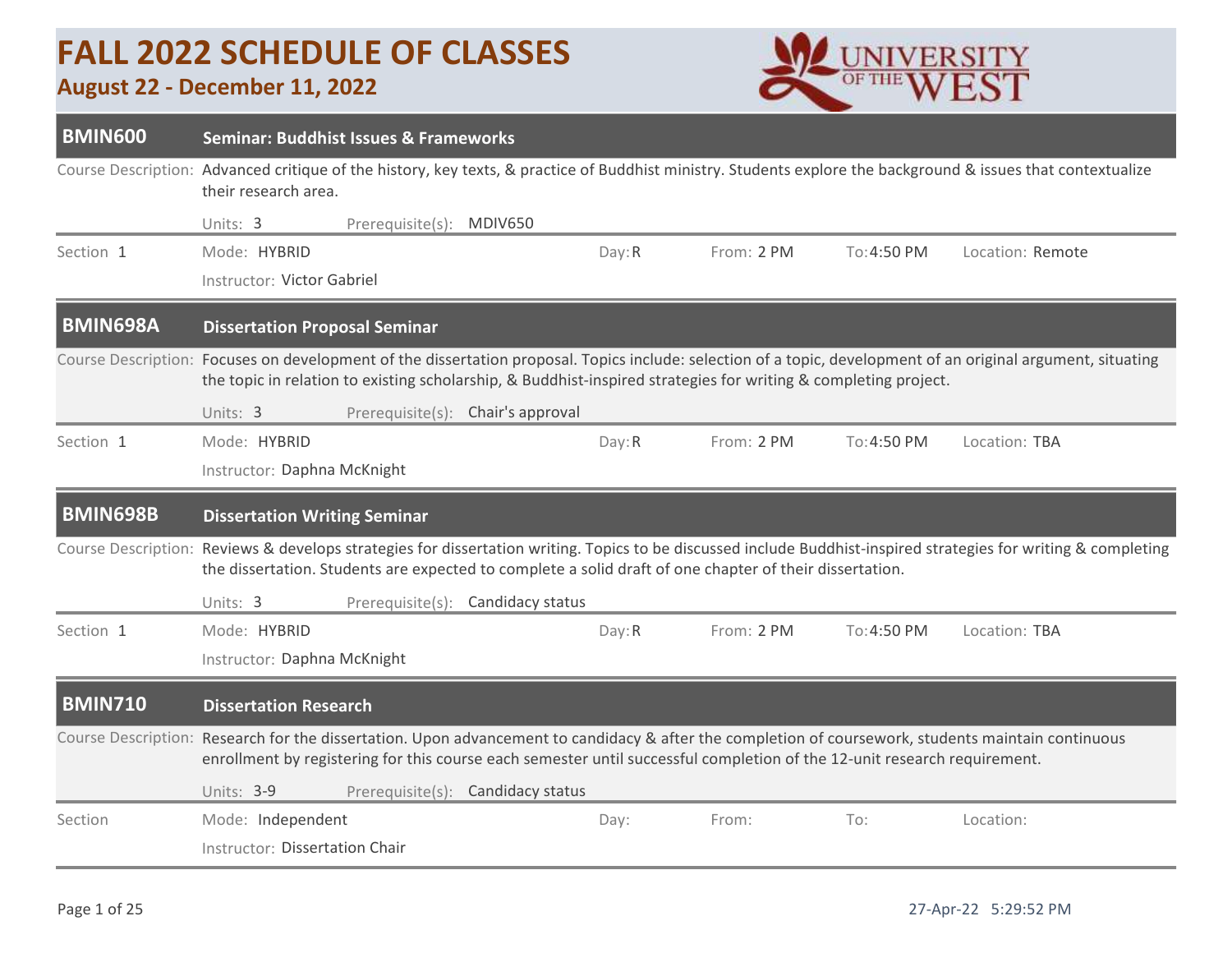# FALL 2022 SCHEDULE OF CLASSES

**August 22 - December 11, 2022**

UNIVERSITY OF THE WEST

## BMIN600 Seminar: Buddhist Issues & Frameworks

Course Description: Advanced critique of the history, key texts, & practice of Buddhist ministry. Students explore the background & issues that contextualize their research area.

Units: 3    Prerequisite(s): MDIV650

| Section | Mode | Day | From | To | Location |
|---|---|---|---|---|---|
| 1 | HYBRID | R | 2 PM | 4:50 PM | Remote |

Instructor: Victor Gabriel

## BMIN698A Dissertation Proposal Seminar

Course Description: Focuses on development of the dissertation proposal. Topics include: selection of a topic, development of an original argument, situating the topic in relation to existing scholarship, & Buddhist-inspired strategies for writing & completing project.

Units: 3    Prerequisite(s): Chair's approval

| Section | Mode | Day | From | To | Location |
|---|---|---|---|---|---|
| 1 | HYBRID | R | 2 PM | 4:50 PM | TBA |

Instructor: Daphna McKnight

## BMIN698B Dissertation Writing Seminar

Course Description: Reviews & develops strategies for dissertation writing. Topics to be discussed include Buddhist-inspired strategies for writing & completing the dissertation. Students are expected to complete a solid draft of one chapter of their dissertation.

Units: 3    Prerequisite(s): Candidacy status

| Section | Mode | Day | From | To | Location |
|---|---|---|---|---|---|
| 1 | HYBRID | R | 2 PM | 4:50 PM | TBA |

Instructor: Daphna McKnight

## BMIN710 Dissertation Research

Course Description: Research for the dissertation. Upon advancement to candidacy & after the completion of coursework, students maintain continuous enrollment by registering for this course each semester until successful completion of the 12-unit research requirement.

Units: 3-9    Prerequisite(s): Candidacy status

| Section | Mode | Day | From | To | Location |
|---|---|---|---|---|---|
| | Independent | | | | |

Instructor: Dissertation Chair

27-Apr-22 5:29:52 PM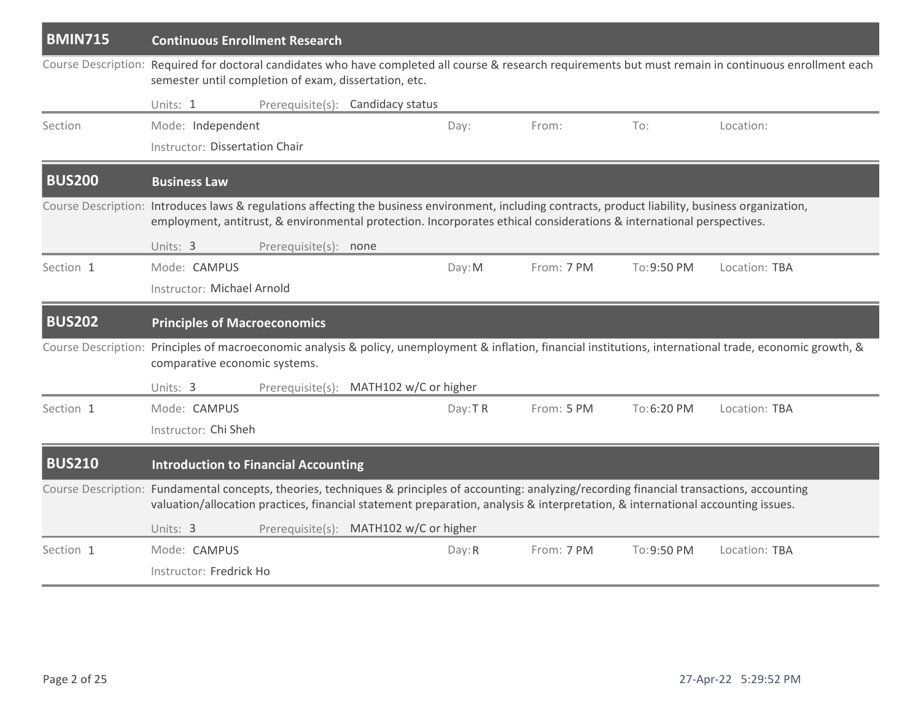## BMIN715 Continuous Enrollment Research

**Course Description:** Required for doctoral candidates who have completed all course & research requirements but must remain in continuous enrollment each semester until completion of exam, dissertation, etc.

**Units:** 1 **Prerequisite(s):** Candidacy status

| Section | Mode | Day | From | To | Location |
|---|---|---|---|---|---|
| | Independent | | | | |

Instructor: Dissertation Chair

## BUS200 Business Law

**Course Description:** Introduces laws & regulations affecting the business environment, including contracts, product liability, business organization, employment, antitrust, & environmental protection. Incorporates ethical considerations & international perspectives.

**Units:** 3 **Prerequisite(s):** none

| Section | Mode | Day | From | To | Location |
|---|---|---|---|---|---|
| 1 | CAMPUS | M | 7 PM | 9:50 PM | TBA |

Instructor: Michael Arnold

## BUS202 Principles of Macroeconomics

**Course Description:** Principles of macroeconomic analysis & policy, unemployment & inflation, financial institutions, international trade, economic growth, & comparative economic systems.

**Units:** 3 **Prerequisite(s):** MATH102 w/C or higher

| Section | Mode | Day | From | To | Location |
|---|---|---|---|---|---|
| 1 | CAMPUS | T R | 5 PM | 6:20 PM | TBA |

Instructor: Chi Sheh

## BUS210 Introduction to Financial Accounting

**Course Description:** Fundamental concepts, theories, techniques & principles of accounting: analyzing/recording financial transactions, accounting valuation/allocation practices, financial statement preparation, analysis & interpretation, & international accounting issues.

**Units:** 3 **Prerequisite(s):** MATH102 w/C or higher

| Section | Mode | Day | From | To | Location |
|---|---|---|---|---|---|
| 1 | CAMPUS | R | 7 PM | 9:50 PM | TBA |

Instructor: Fredrick Ho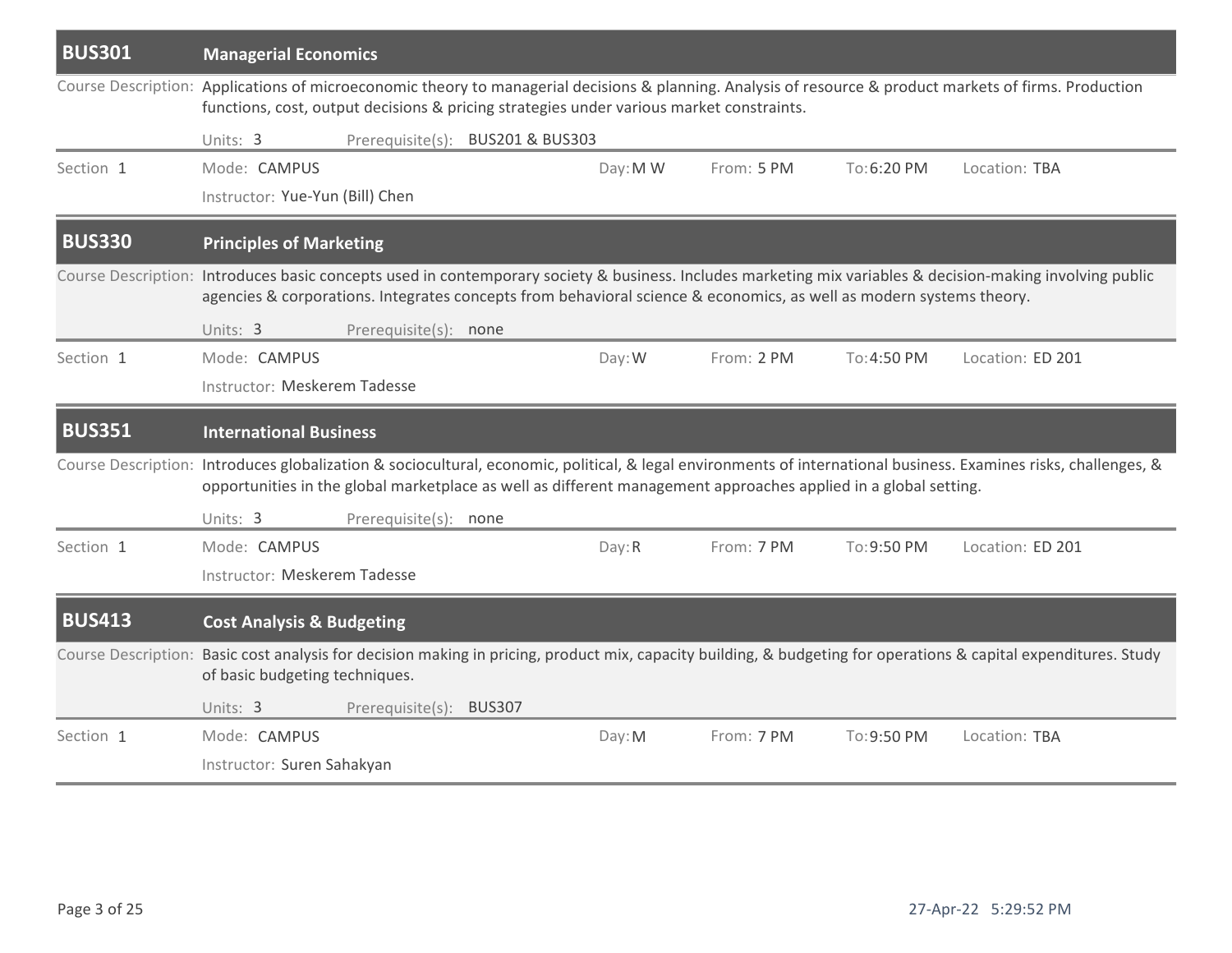## BUS301 Managerial Economics

**Course Description:** Applications of microeconomic theory to managerial decisions & planning. Analysis of resource & product markets of firms. Production functions, cost, output decisions & pricing strategies under various market constraints.

Units: 3 Prerequisite(s): BUS201 & BUS303

| Section | Mode | Day | From | To | Location |
|---|---|---|---|---|---|
| 1 | CAMPUS | M W | 5 PM | 6:20 PM | TBA |

Instructor: Yue-Yun (Bill) Chen

## BUS330 Principles of Marketing

**Course Description:** Introduces basic concepts used in contemporary society & business. Includes marketing mix variables & decision-making involving public agencies & corporations. Integrates concepts from behavioral science & economics, as well as modern systems theory.

Units: 3 Prerequisite(s): none

| Section | Mode | Day | From | To | Location |
|---|---|---|---|---|---|
| 1 | CAMPUS | W | 2 PM | 4:50 PM | ED 201 |

Instructor: Meskerem Tadesse

## BUS351 International Business

**Course Description:** Introduces globalization & sociocultural, economic, political, & legal environments of international business. Examines risks, challenges, & opportunities in the global marketplace as well as different management approaches applied in a global setting.

Units: 3 Prerequisite(s): none

| Section | Mode | Day | From | To | Location |
|---|---|---|---|---|---|
| 1 | CAMPUS | R | 7 PM | 9:50 PM | ED 201 |

Instructor: Meskerem Tadesse

## BUS413 Cost Analysis & Budgeting

**Course Description:** Basic cost analysis for decision making in pricing, product mix, capacity building, & budgeting for operations & capital expenditures. Study of basic budgeting techniques.

Units: 3 Prerequisite(s): BUS307

| Section | Mode | Day | From | To | Location |
|---|---|---|---|---|---|
| 1 | CAMPUS | M | 7 PM | 9:50 PM | TBA |

Instructor: Suren Sahakyan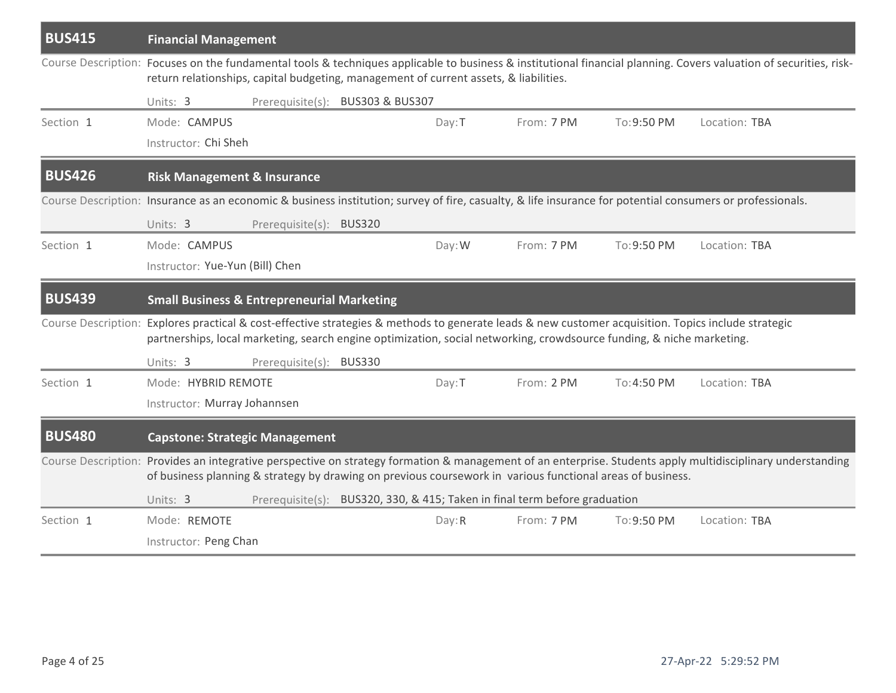## BUS415 Financial Management

**Course Description:** Focuses on the fundamental tools & techniques applicable to business & institutional financial planning. Covers valuation of securities, risk-return relationships, capital budgeting, management of current assets, & liabilities.

Units: 3 | Prerequisite(s): BUS303 & BUS307

| Section | Mode | Day | From | To | Location |
|---|---|---|---|---|---|
| 1 | CAMPUS | T | 7 PM | 9:50 PM | TBA |

Instructor: Chi Sheh

## BUS426 Risk Management & Insurance

**Course Description:** Insurance as an economic & business institution; survey of fire, casualty, & life insurance for potential consumers or professionals.

Units: 3 | Prerequisite(s): BUS320

| Section | Mode | Day | From | To | Location |
|---|---|---|---|---|---|
| 1 | CAMPUS | W | 7 PM | 9:50 PM | TBA |

Instructor: Yue-Yun (Bill) Chen

## BUS439 Small Business & Entrepreneurial Marketing

**Course Description:** Explores practical & cost-effective strategies & methods to generate leads & new customer acquisition. Topics include strategic partnerships, local marketing, search engine optimization, social networking, crowdsource funding, & niche marketing.

Units: 3 | Prerequisite(s): BUS330

| Section | Mode | Day | From | To | Location |
|---|---|---|---|---|---|
| 1 | HYBRID REMOTE | T | 2 PM | 4:50 PM | TBA |

Instructor: Murray Johannsen

## BUS480 Capstone: Strategic Management

**Course Description:** Provides an integrative perspective on strategy formation & management of an enterprise. Students apply multidisciplinary understanding of business planning & strategy by drawing on previous coursework in various functional areas of business.

Units: 3 | Prerequisite(s): BUS320, 330, & 415; Taken in final term before graduation

| Section | Mode | Day | From | To | Location |
|---|---|---|---|---|---|
| 1 | REMOTE | R | 7 PM | 9:50 PM | TBA |

Instructor: Peng Chan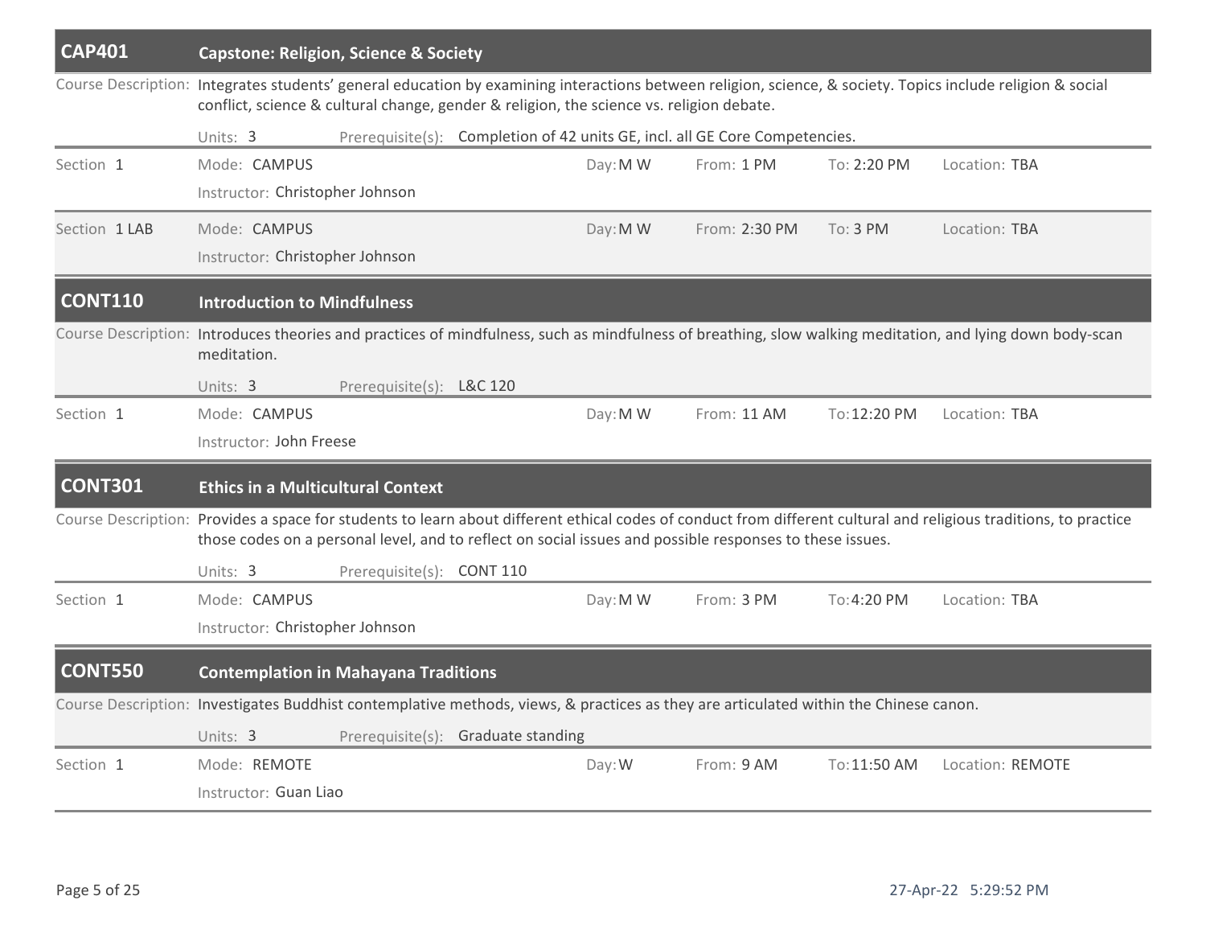## CAP401 Capstone: Religion, Science & Society

**Course Description:** Integrates students' general education by examining interactions between religion, science, & society. Topics include religion & social conflict, science & cultural change, gender & religion, the science vs. religion debate.

**Units:** 3 **Prerequisite(s):** Completion of 42 units GE, incl. all GE Core Competencies.

| Section | Mode | Instructor | Day | From | To | Location |
|---|---|---|---|---|---|---|
| 1 | CAMPUS | Christopher Johnson | M W | 1 PM | 2:20 PM | TBA |
| 1 LAB | CAMPUS | Christopher Johnson | M W | 2:30 PM | 3 PM | TBA |

## CONT110 Introduction to Mindfulness

**Course Description:** Introduces theories and practices of mindfulness, such as mindfulness of breathing, slow walking meditation, and lying down body-scan meditation.

**Units:** 3 **Prerequisite(s):** L&C 120

| Section | Mode | Instructor | Day | From | To | Location |
|---|---|---|---|---|---|---|
| 1 | CAMPUS | John Freese | M W | 11 AM | 12:20 PM | TBA |

## CONT301 Ethics in a Multicultural Context

**Course Description:** Provides a space for students to learn about different ethical codes of conduct from different cultural and religious traditions, to practice those codes on a personal level, and to reflect on social issues and possible responses to these issues.

**Units:** 3 **Prerequisite(s):** CONT 110

| Section | Mode | Instructor | Day | From | To | Location |
|---|---|---|---|---|---|---|
| 1 | CAMPUS | Christopher Johnson | M W | 3 PM | 4:20 PM | TBA |

## CONT550 Contemplation in Mahayana Traditions

**Course Description:** Investigates Buddhist contemplative methods, views, & practices as they are articulated within the Chinese canon.

**Units:** 3 **Prerequisite(s):** Graduate standing

| Section | Mode | Instructor | Day | From | To | Location |
|---|---|---|---|---|---|---|
| 1 | REMOTE | Guan Liao | W | 9 AM | 11:50 AM | REMOTE |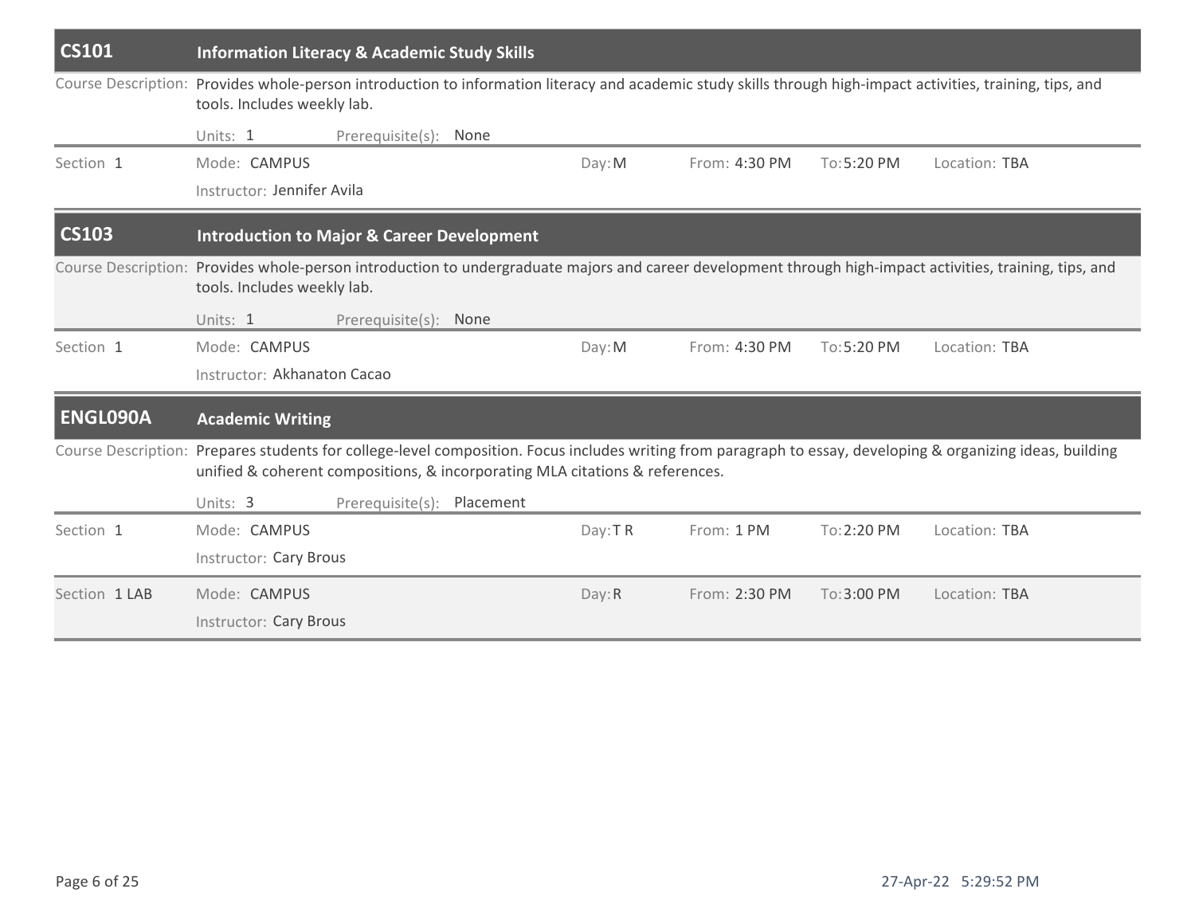## CS101 — Information Literacy & Academic Study Skills

Course Description: Provides whole-person introduction to information literacy and academic study skills through high-impact activities, training, tips, and tools. Includes weekly lab.

Units: 1 Prerequisite(s): None

| Section | Mode | Instructor | Day | From | To | Location |
|---|---|---|---|---|---|---|
| 1 | CAMPUS | Jennifer Avila | M | 4:30 PM | 5:20 PM | TBA |

## CS103 — Introduction to Major & Career Development

Course Description: Provides whole-person introduction to undergraduate majors and career development through high-impact activities, training, tips, and tools. Includes weekly lab.

Units: 1 Prerequisite(s): None

| Section | Mode | Instructor | Day | From | To | Location |
|---|---|---|---|---|---|---|
| 1 | CAMPUS | Akhanaton Cacao | M | 4:30 PM | 5:20 PM | TBA |

## ENGL090A — Academic Writing

Course Description: Prepares students for college-level composition. Focus includes writing from paragraph to essay, developing & organizing ideas, building unified & coherent compositions, & incorporating MLA citations & references.

Units: 3 Prerequisite(s): Placement

| Section | Mode | Instructor | Day | From | To | Location |
|---|---|---|---|---|---|---|
| 1 | CAMPUS | Cary Brous | T R | 1 PM | 2:20 PM | TBA |
| 1 LAB | CAMPUS | Cary Brous | R | 2:30 PM | 3:00 PM | TBA |

27-Apr-22 5:29:52 PM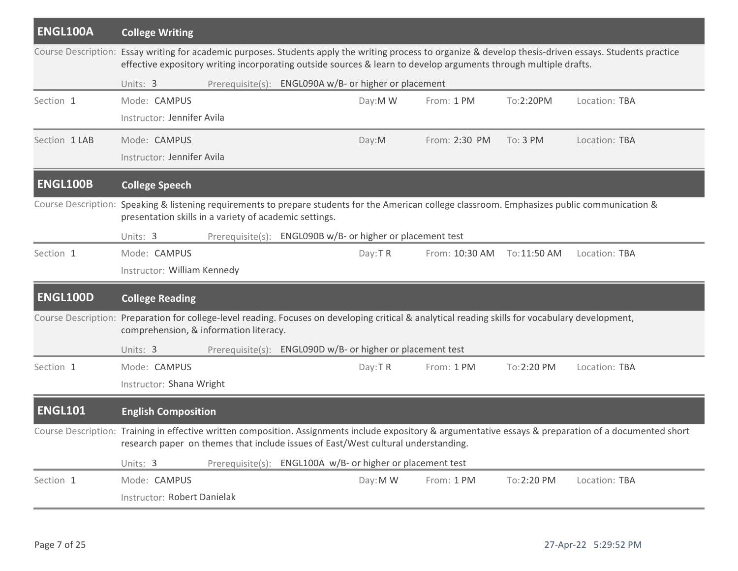## ENGL100A College Writing

Course Description: Essay writing for academic purposes. Students apply the writing process to organize & develop thesis-driven essays. Students practice effective expository writing incorporating outside sources & learn to develop arguments through multiple drafts.

Units: 3 Prerequisite(s): ENGL090A w/B- or higher or placement

| Section | Mode | Instructor | Day | From | To | Location |
|---|---|---|---|---|---|---|
| 1 | CAMPUS | Jennifer Avila | M W | 1 PM | 2:20PM | TBA |
| 1 LAB | CAMPUS | Jennifer Avila | M | 2:30 PM | 3 PM | TBA |

## ENGL100B College Speech

Course Description: Speaking & listening requirements to prepare students for the American college classroom. Emphasizes public communication & presentation skills in a variety of academic settings.

Units: 3 Prerequisite(s): ENGL090B w/B- or higher or placement test

| Section | Mode | Instructor | Day | From | To | Location |
|---|---|---|---|---|---|---|
| 1 | CAMPUS | William Kennedy | T R | 10:30 AM | 11:50 AM | TBA |

## ENGL100D College Reading

Course Description: Preparation for college-level reading. Focuses on developing critical & analytical reading skills for vocabulary development, comprehension, & information literacy.

Units: 3 Prerequisite(s): ENGL090D w/B- or higher or placement test

| Section | Mode | Instructor | Day | From | To | Location |
|---|---|---|---|---|---|---|
| 1 | CAMPUS | Shana Wright | T R | 1 PM | 2:20 PM | TBA |

## ENGL101 English Composition

Course Description: Training in effective written composition. Assignments include expository & argumentative essays & preparation of a documented short research paper on themes that include issues of East/West cultural understanding.

Units: 3 Prerequisite(s): ENGL100A w/B- or higher or placement test

| Section | Mode | Instructor | Day | From | To | Location |
|---|---|---|---|---|---|---|
| 1 | CAMPUS | Robert Danielak | M W | 1 PM | 2:20 PM | TBA |

27-Apr-22 5:29:52 PM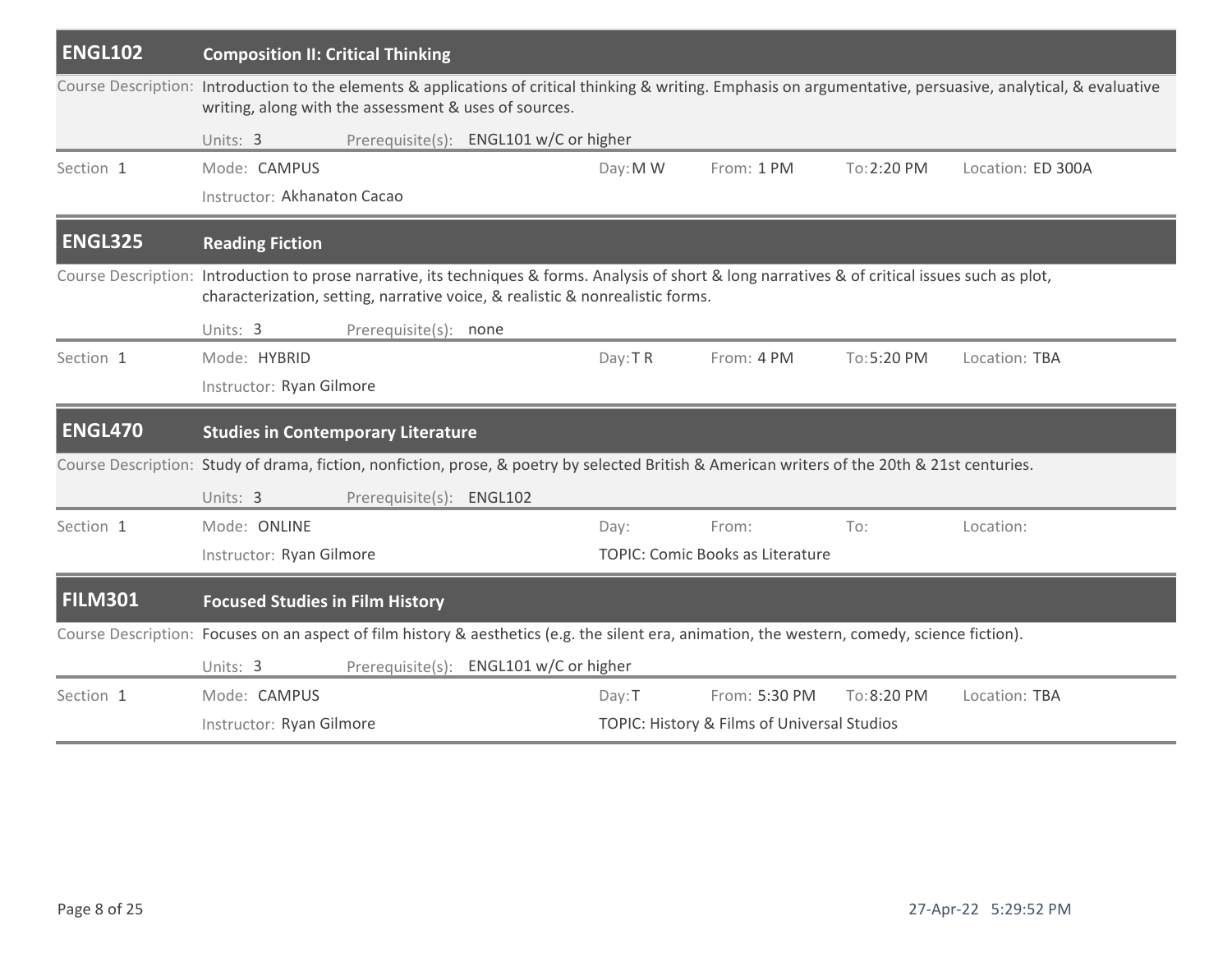## ENGL102 Composition II: Critical Thinking

Course Description: Introduction to the elements & applications of critical thinking & writing. Emphasis on argumentative, persuasive, analytical, & evaluative writing, along with the assessment & uses of sources.

Units: 3 Prerequisite(s): ENGL101 w/C or higher

| Section | Mode | Day | From | To | Location |
|---|---|---|---|---|---|
| 1 | CAMPUS | M W | 1 PM | 2:20 PM | ED 300A |

Instructor: Akhanaton Cacao

## ENGL325 Reading Fiction

Course Description: Introduction to prose narrative, its techniques & forms. Analysis of short & long narratives & of critical issues such as plot, characterization, setting, narrative voice, & realistic & nonrealistic forms.

Units: 3 Prerequisite(s): none

| Section | Mode | Day | From | To | Location |
|---|---|---|---|---|---|
| 1 | HYBRID | T R | 4 PM | 5:20 PM | TBA |

Instructor: Ryan Gilmore

## ENGL470 Studies in Contemporary Literature

Course Description: Study of drama, fiction, nonfiction, prose, & poetry by selected British & American writers of the 20th & 21st centuries.

Units: 3 Prerequisite(s): ENGL102

| Section | Mode | Day | From | To | Location |
|---|---|---|---|---|---|
| 1 | ONLINE | | | | |

Instructor: Ryan Gilmore

TOPIC: Comic Books as Literature

## FILM301 Focused Studies in Film History

Course Description: Focuses on an aspect of film history & aesthetics (e.g. the silent era, animation, the western, comedy, science fiction).

Units: 3 Prerequisite(s): ENGL101 w/C or higher

| Section | Mode | Day | From | To | Location |
|---|---|---|---|---|---|
| 1 | CAMPUS | T | 5:30 PM | 8:20 PM | TBA |

Instructor: Ryan Gilmore

TOPIC: History & Films of Universal Studios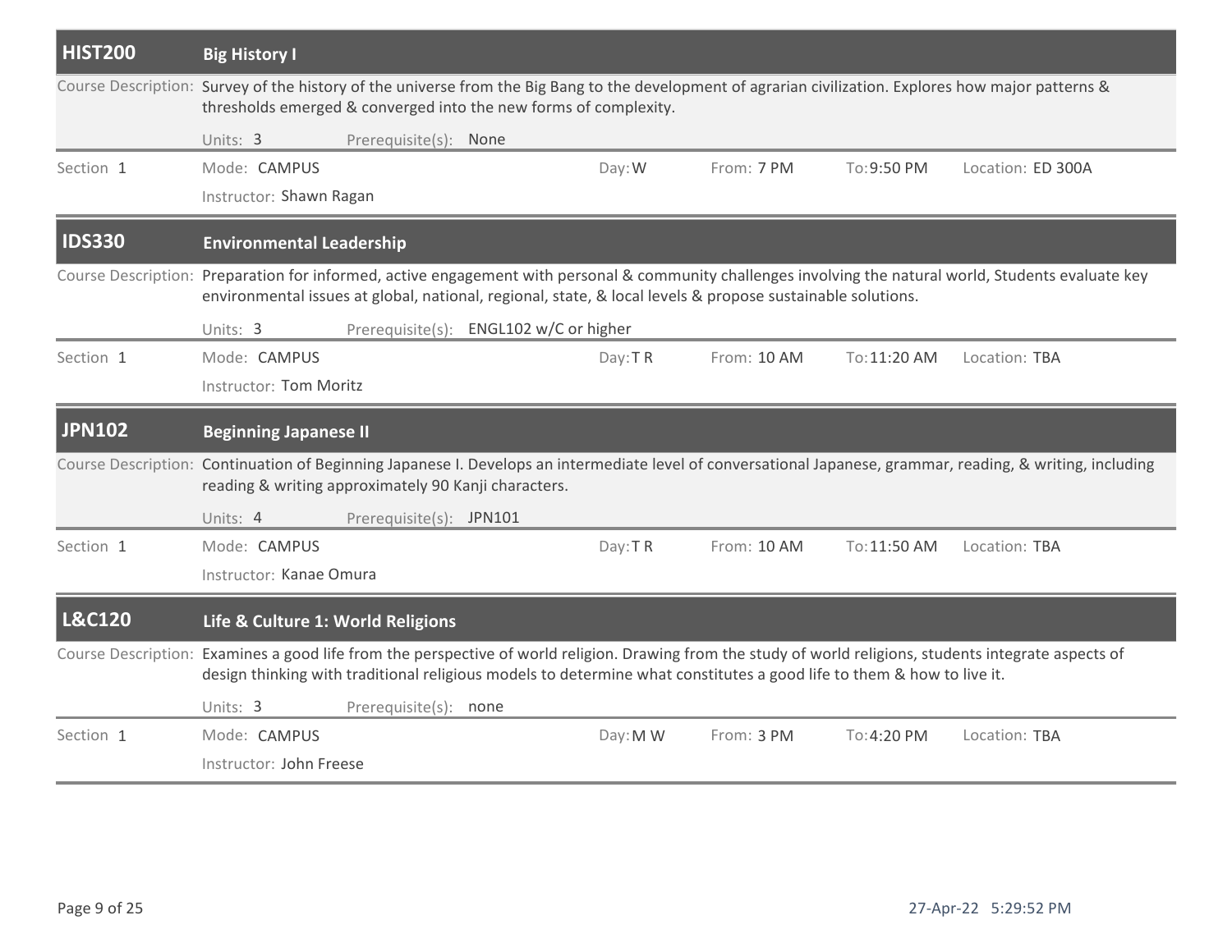## HIST200 Big History I

Course Description: Survey of the history of the universe from the Big Bang to the development of agrarian civilization. Explores how major patterns & thresholds emerged & converged into the new forms of complexity.

Units: 3 Prerequisite(s): None

| Section | Mode | Day | From | To | Location |
|---|---|---|---|---|---|
| 1 | CAMPUS | W | 7 PM | 9:50 PM | ED 300A |

Instructor: Shawn Ragan

## IDS330 Environmental Leadership

Course Description: Preparation for informed, active engagement with personal & community challenges involving the natural world, Students evaluate key environmental issues at global, national, regional, state, & local levels & propose sustainable solutions.

Units: 3 Prerequisite(s): ENGL102 w/C or higher

| Section | Mode | Day | From | To | Location |
|---|---|---|---|---|---|
| 1 | CAMPUS | T R | 10 AM | 11:20 AM | TBA |

Instructor: Tom Moritz

## JPN102 Beginning Japanese II

Course Description: Continuation of Beginning Japanese I. Develops an intermediate level of conversational Japanese, grammar, reading, & writing, including reading & writing approximately 90 Kanji characters.

Units: 4 Prerequisite(s): JPN101

| Section | Mode | Day | From | To | Location |
|---|---|---|---|---|---|
| 1 | CAMPUS | T R | 10 AM | 11:50 AM | TBA |

Instructor: Kanae Omura

## L&C120 Life & Culture 1: World Religions

Course Description: Examines a good life from the perspective of world religion. Drawing from the study of world religions, students integrate aspects of design thinking with traditional religious models to determine what constitutes a good life to them & how to live it.

Units: 3 Prerequisite(s): none

| Section | Mode | Day | From | To | Location |
|---|---|---|---|---|---|
| 1 | CAMPUS | M W | 3 PM | 4:20 PM | TBA |

Instructor: John Freese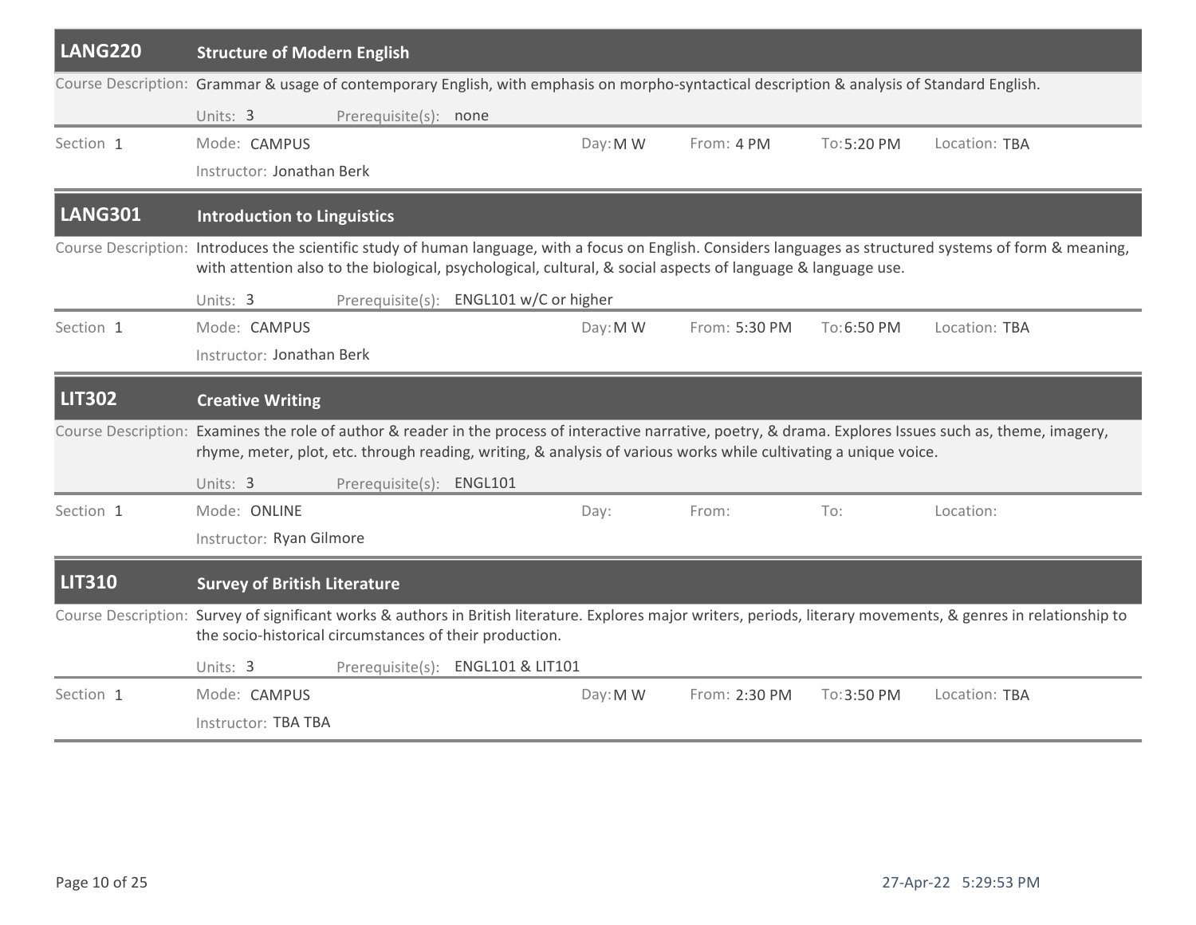## LANG220 Structure of Modern English

**Course Description:** Grammar & usage of contemporary English, with emphasis on morpho-syntactical description & analysis of Standard English.

Units: 3 Prerequisite(s): none

| Section | Mode | Day | From | To | Location |
|---|---|---|---|---|---|
| 1 | CAMPUS | M W | 4 PM | 5:20 PM | TBA |

Instructor: Jonathan Berk

## LANG301 Introduction to Linguistics

**Course Description:** Introduces the scientific study of human language, with a focus on English. Considers languages as structured systems of form & meaning, with attention also to the biological, psychological, cultural, & social aspects of language & language use.

Units: 3 Prerequisite(s): ENGL101 w/C or higher

| Section | Mode | Day | From | To | Location |
|---|---|---|---|---|---|
| 1 | CAMPUS | M W | 5:30 PM | 6:50 PM | TBA |

Instructor: Jonathan Berk

## LIT302 Creative Writing

**Course Description:** Examines the role of author & reader in the process of interactive narrative, poetry, & drama. Explores Issues such as, theme, imagery, rhyme, meter, plot, etc. through reading, writing, & analysis of various works while cultivating a unique voice.

Units: 3 Prerequisite(s): ENGL101

| Section | Mode | Day | From | To | Location |
|---|---|---|---|---|---|
| 1 | ONLINE | | | | |

Instructor: Ryan Gilmore

## LIT310 Survey of British Literature

**Course Description:** Survey of significant works & authors in British literature. Explores major writers, periods, literary movements, & genres in relationship to the socio-historical circumstances of their production.

Units: 3 Prerequisite(s): ENGL101 & LIT101

| Section | Mode | Day | From | To | Location |
|---|---|---|---|---|---|
| 1 | CAMPUS | M W | 2:30 PM | 3:50 PM | TBA |

Instructor: TBA TBA

27-Apr-22 5:29:53 PM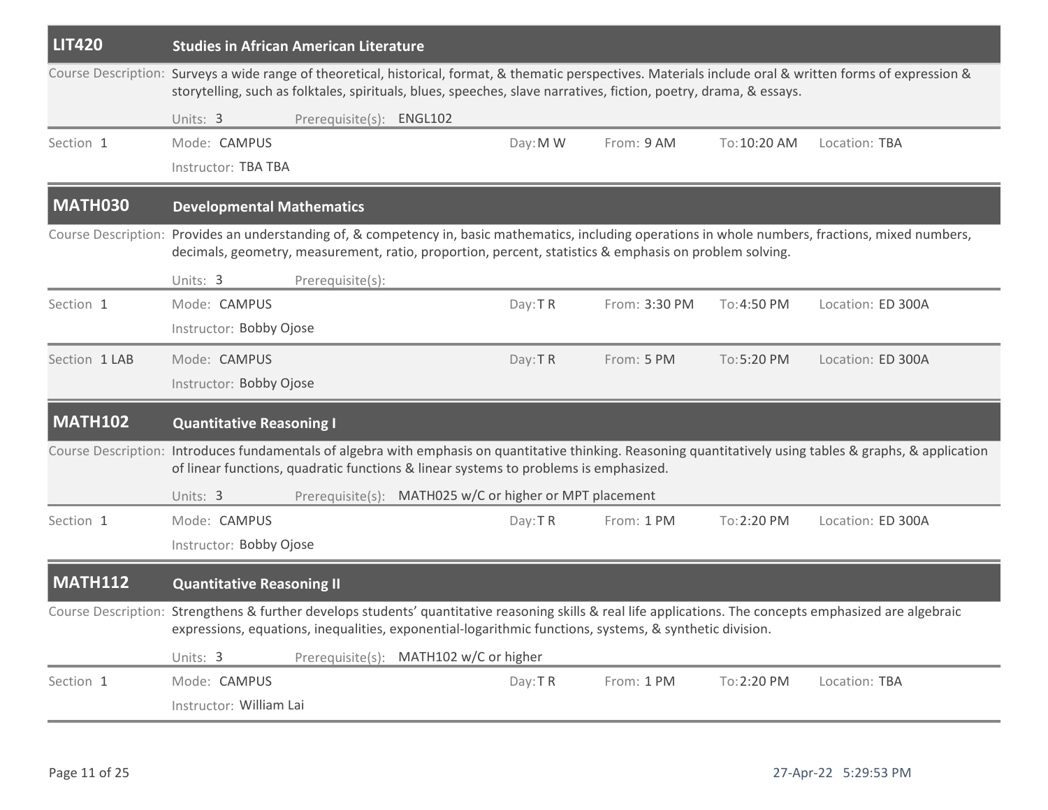## LIT420 Studies in African American Literature

Course Description: Surveys a wide range of theoretical, historical, format, & thematic perspectives. Materials include oral & written forms of expression & storytelling, such as folktales, spirituals, blues, speeches, slave narratives, fiction, poetry, drama, & essays.

Units: 3 Prerequisite(s): ENGL102

| Section | Mode | Instructor | Day | From | To | Location |
|---|---|---|---|---|---|---|
| Section 1 | CAMPUS | TBA TBA | M W | 9 AM | 10:20 AM | TBA |

## MATH030 Developmental Mathematics

Course Description: Provides an understanding of, & competency in, basic mathematics, including operations in whole numbers, fractions, mixed numbers, decimals, geometry, measurement, ratio, proportion, percent, statistics & emphasis on problem solving.

Units: 3 Prerequisite(s):

| Section | Mode | Instructor | Day | From | To | Location |
|---|---|---|---|---|---|---|
| Section 1 | CAMPUS | Bobby Ojose | T R | 3:30 PM | 4:50 PM | ED 300A |
| Section 1 LAB | CAMPUS | Bobby Ojose | T R | 5 PM | 5:20 PM | ED 300A |

## MATH102 Quantitative Reasoning I

Course Description: Introduces fundamentals of algebra with emphasis on quantitative thinking. Reasoning quantitatively using tables & graphs, & application of linear functions, quadratic functions & linear systems to problems is emphasized.

Units: 3 Prerequisite(s): MATH025 w/C or higher or MPT placement

| Section | Mode | Instructor | Day | From | To | Location |
|---|---|---|---|---|---|---|
| Section 1 | CAMPUS | Bobby Ojose | T R | 1 PM | 2:20 PM | ED 300A |

## MATH112 Quantitative Reasoning II

Course Description: Strengthens & further develops students' quantitative reasoning skills & real life applications. The concepts emphasized are algebraic expressions, equations, inequalities, exponential-logarithmic functions, systems, & synthetic division.

Units: 3 Prerequisite(s): MATH102 w/C or higher

| Section | Mode | Instructor | Day | From | To | Location |
|---|---|---|---|---|---|---|
| Section 1 | CAMPUS | William Lai | T R | 1 PM | 2:20 PM | TBA |

27-Apr-22 5:29:53 PM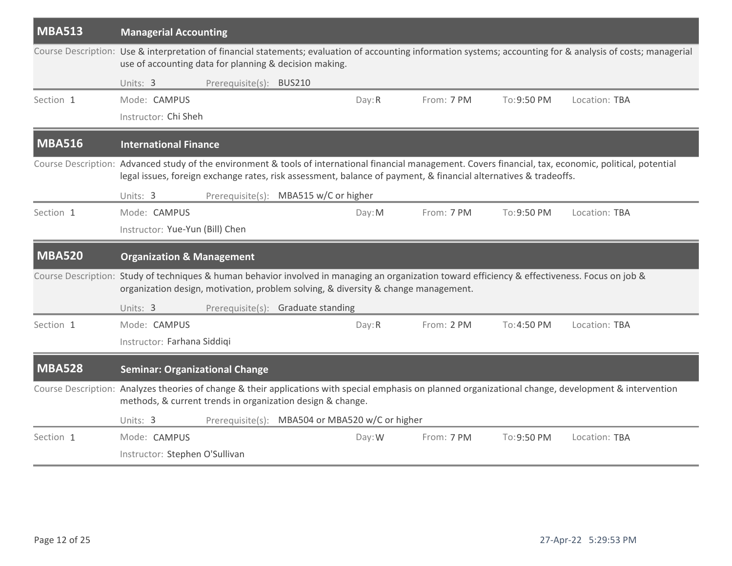## MBA513 Managerial Accounting

**Course Description:** Use & interpretation of financial statements; evaluation of accounting information systems; accounting for & analysis of costs; managerial use of accounting data for planning & decision making.

Units: 3 Prerequisite(s): BUS210

| Section | Mode | Day | From | To | Location |
|---|---|---|---|---|---|
| 1 | CAMPUS | R | 7 PM | 9:50 PM | TBA |

Instructor: Chi Sheh

## MBA516 International Finance

**Course Description:** Advanced study of the environment & tools of international financial management. Covers financial, tax, economic, political, potential legal issues, foreign exchange rates, risk assessment, balance of payment, & financial alternatives & tradeoffs.

Units: 3 Prerequisite(s): MBA515 w/C or higher

| Section | Mode | Day | From | To | Location |
|---|---|---|---|---|---|
| 1 | CAMPUS | M | 7 PM | 9:50 PM | TBA |

Instructor: Yue-Yun (Bill) Chen

## MBA520 Organization & Management

**Course Description:** Study of techniques & human behavior involved in managing an organization toward efficiency & effectiveness. Focus on job & organization design, motivation, problem solving, & diversity & change management.

Units: 3 Prerequisite(s): Graduate standing

| Section | Mode | Day | From | To | Location |
|---|---|---|---|---|---|
| 1 | CAMPUS | R | 2 PM | 4:50 PM | TBA |

Instructor: Farhana Siddiqi

## MBA528 Seminar: Organizational Change

**Course Description:** Analyzes theories of change & their applications with special emphasis on planned organizational change, development & intervention methods, & current trends in organization design & change.

Units: 3 Prerequisite(s): MBA504 or MBA520 w/C or higher

| Section | Mode | Day | From | To | Location |
|---|---|---|---|---|---|
| 1 | CAMPUS | W | 7 PM | 9:50 PM | TBA |

Instructor: Stephen O'Sullivan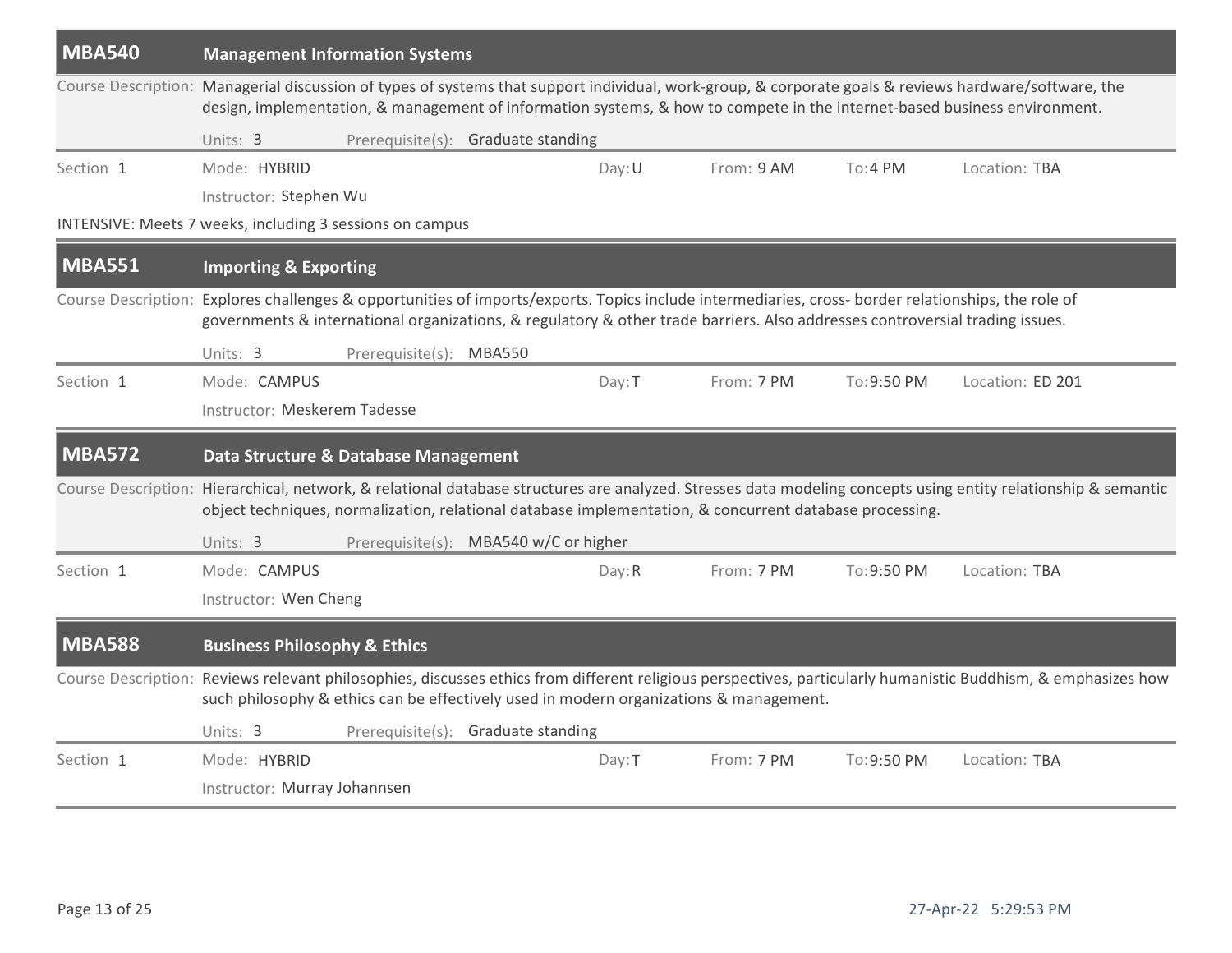## MBA540 Management Information Systems

**Course Description:** Managerial discussion of types of systems that support individual, work-group, & corporate goals & reviews hardware/software, the design, implementation, & management of information systems, & how to compete in the internet-based business environment.

Units: 3 | Prerequisite(s): Graduate standing

| Section | Mode | Day | From | To | Location |
|---|---|---|---|---|---|
| 1 | HYBRID | U | 9 AM | 4 PM | TBA |

Instructor: Stephen Wu

INTENSIVE: Meets 7 weeks, including 3 sessions on campus

## MBA551 Importing & Exporting

**Course Description:** Explores challenges & opportunities of imports/exports. Topics include intermediaries, cross- border relationships, the role of governments & international organizations, & regulatory & other trade barriers. Also addresses controversial trading issues.

Units: 3 | Prerequisite(s): MBA550

| Section | Mode | Day | From | To | Location |
|---|---|---|---|---|---|
| 1 | CAMPUS | T | 7 PM | 9:50 PM | ED 201 |

Instructor: Meskerem Tadesse

## MBA572 Data Structure & Database Management

**Course Description:** Hierarchical, network, & relational database structures are analyzed. Stresses data modeling concepts using entity relationship & semantic object techniques, normalization, relational database implementation, & concurrent database processing.

Units: 3 | Prerequisite(s): MBA540 w/C or higher

| Section | Mode | Day | From | To | Location |
|---|---|---|---|---|---|
| 1 | CAMPUS | R | 7 PM | 9:50 PM | TBA |

Instructor: Wen Cheng

## MBA588 Business Philosophy & Ethics

**Course Description:** Reviews relevant philosophies, discusses ethics from different religious perspectives, particularly humanistic Buddhism, & emphasizes how such philosophy & ethics can be effectively used in modern organizations & management.

Units: 3 | Prerequisite(s): Graduate standing

| Section | Mode | Day | From | To | Location |
|---|---|---|---|---|---|
| 1 | HYBRID | T | 7 PM | 9:50 PM | TBA |

Instructor: Murray Johannsen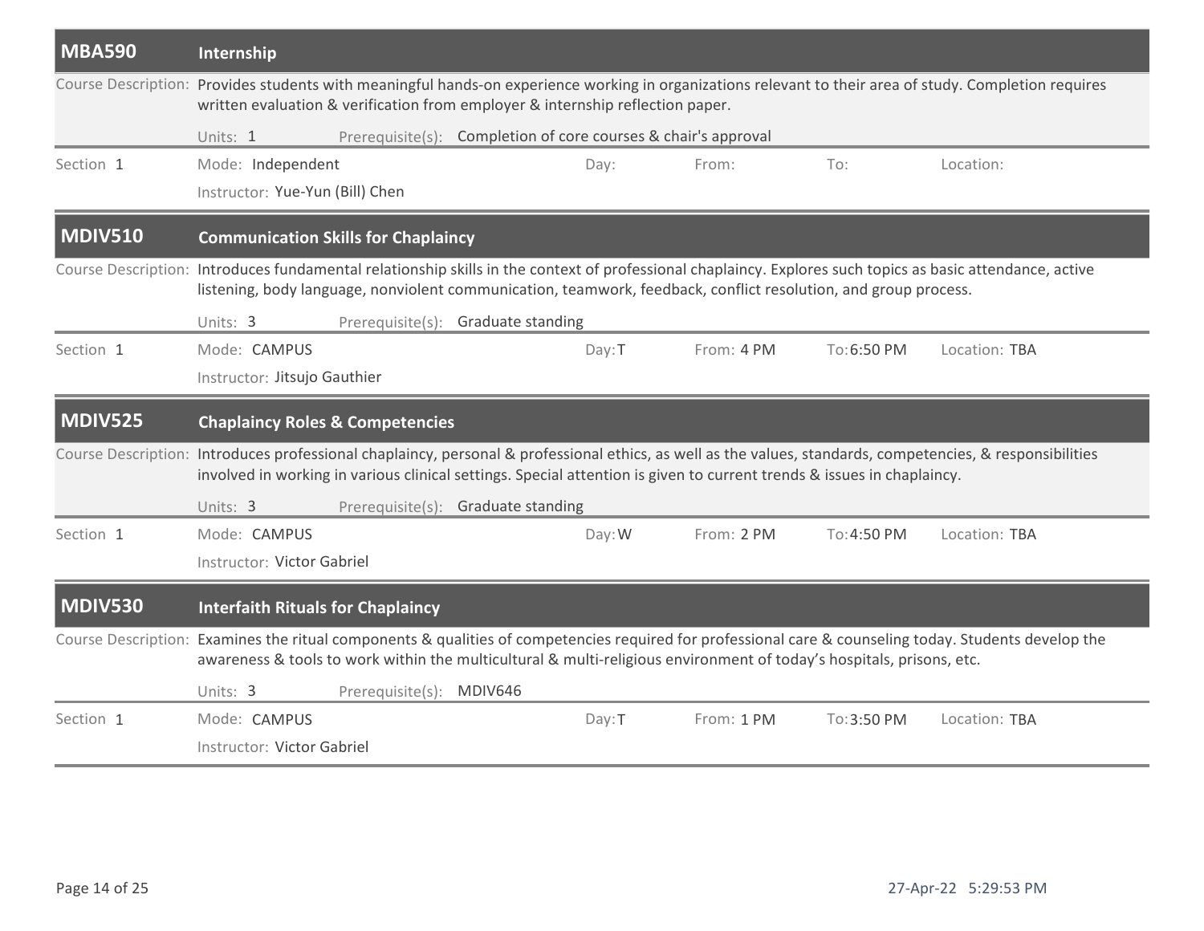## MBA590 Internship

Course Description: Provides students with meaningful hands-on experience working in organizations relevant to their area of study. Completion requires written evaluation & verification from employer & internship reflection paper.

Units: 1 Prerequisite(s): Completion of core courses & chair's approval

| Section | Mode | Day | From | To | Location |
|---|---|---|---|---|---|
| Section 1 | Mode: Independent | Day: | From: | To: | Location: |

Instructor: Yue-Yun (Bill) Chen

## MDIV510 Communication Skills for Chaplaincy

Course Description: Introduces fundamental relationship skills in the context of professional chaplaincy. Explores such topics as basic attendance, active listening, body language, nonviolent communication, teamwork, feedback, conflict resolution, and group process.

Units: 3 Prerequisite(s): Graduate standing

| Section | Mode | Day | From | To | Location |
|---|---|---|---|---|---|
| Section 1 | Mode: CAMPUS | Day: T | From: 4 PM | To: 6:50 PM | Location: TBA |

Instructor: Jitsujo Gauthier

## MDIV525 Chaplaincy Roles & Competencies

Course Description: Introduces professional chaplaincy, personal & professional ethics, as well as the values, standards, competencies, & responsibilities involved in working in various clinical settings. Special attention is given to current trends & issues in chaplaincy.

Units: 3 Prerequisite(s): Graduate standing

| Section | Mode | Day | From | To | Location |
|---|---|---|---|---|---|
| Section 1 | Mode: CAMPUS | Day: W | From: 2 PM | To: 4:50 PM | Location: TBA |

Instructor: Victor Gabriel

## MDIV530 Interfaith Rituals for Chaplaincy

Course Description: Examines the ritual components & qualities of competencies required for professional care & counseling today. Students develop the awareness & tools to work within the multicultural & multi-religious environment of today's hospitals, prisons, etc.

Units: 3 Prerequisite(s): MDIV646

| Section | Mode | Day | From | To | Location |
|---|---|---|---|---|---|
| Section 1 | Mode: CAMPUS | Day: T | From: 1 PM | To: 3:50 PM | Location: TBA |

Instructor: Victor Gabriel

27-Apr-22 5:29:53 PM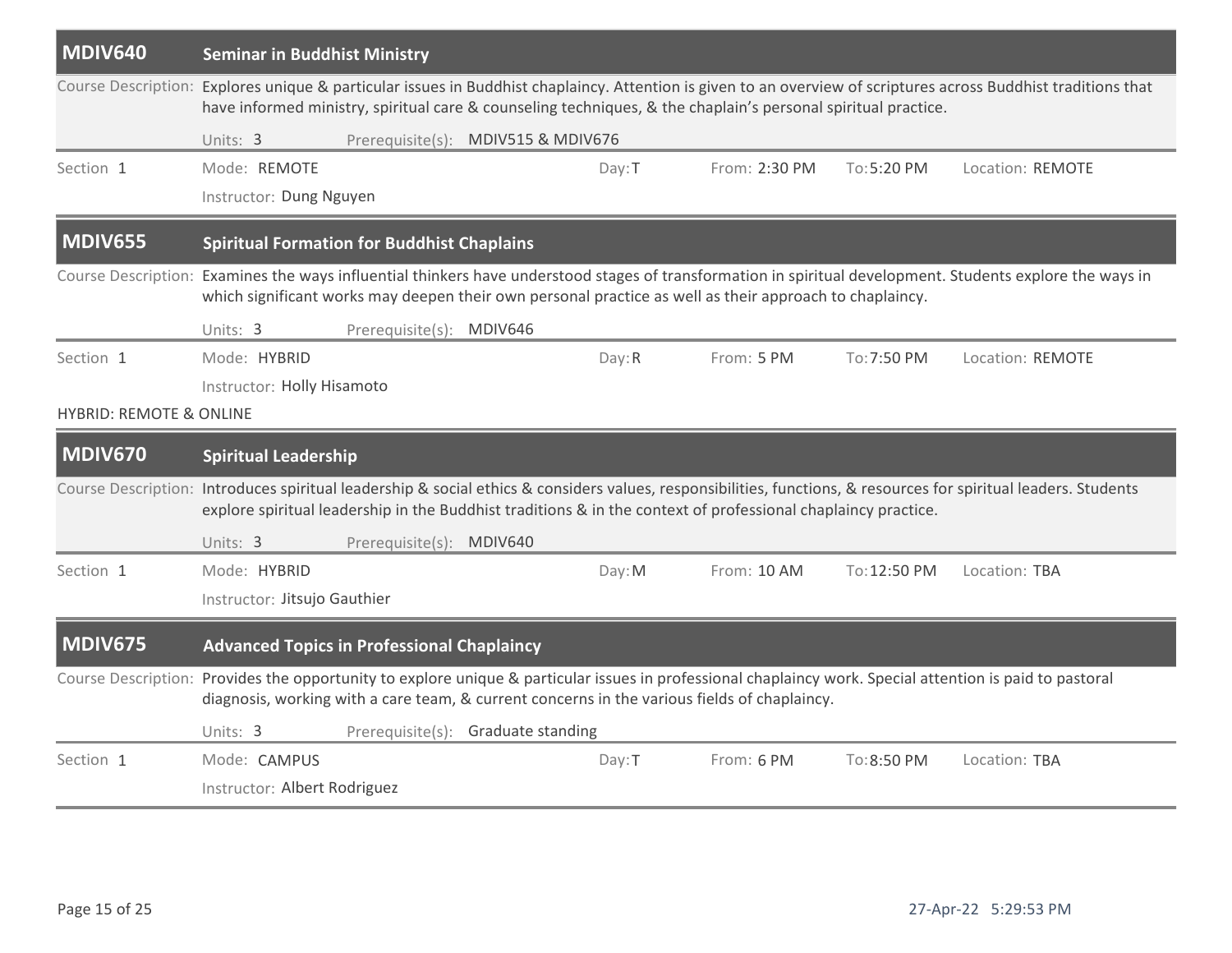## MDIV640 Seminar in Buddhist Ministry

Course Description: Explores unique & particular issues in Buddhist chaplaincy. Attention is given to an overview of scriptures across Buddhist traditions that have informed ministry, spiritual care & counseling techniques, & the chaplain's personal spiritual practice.

Units: 3 Prerequisite(s): MDIV515 & MDIV676

| Section | Mode | Day | From | To | Location |
|---|---|---|---|---|---|
| 1 | REMOTE | T | 2:30 PM | 5:20 PM | REMOTE |

Instructor: Dung Nguyen

## MDIV655 Spiritual Formation for Buddhist Chaplains

Course Description: Examines the ways influential thinkers have understood stages of transformation in spiritual development. Students explore the ways in which significant works may deepen their own personal practice as well as their approach to chaplaincy.

Units: 3 Prerequisite(s): MDIV646

| Section | Mode | Day | From | To | Location |
|---|---|---|---|---|---|
| 1 | HYBRID | R | 5 PM | 7:50 PM | REMOTE |

Instructor: Holly Hisamoto

HYBRID: REMOTE & ONLINE

## MDIV670 Spiritual Leadership

Course Description: Introduces spiritual leadership & social ethics & considers values, responsibilities, functions, & resources for spiritual leaders. Students explore spiritual leadership in the Buddhist traditions & in the context of professional chaplaincy practice.

Units: 3 Prerequisite(s): MDIV640

| Section | Mode | Day | From | To | Location |
|---|---|---|---|---|---|
| 1 | HYBRID | M | 10 AM | 12:50 PM | TBA |

Instructor: Jitsujo Gauthier

## MDIV675 Advanced Topics in Professional Chaplaincy

Course Description: Provides the opportunity to explore unique & particular issues in professional chaplaincy work. Special attention is paid to pastoral diagnosis, working with a care team, & current concerns in the various fields of chaplaincy.

Units: 3 Prerequisite(s): Graduate standing

| Section | Mode | Day | From | To | Location |
|---|---|---|---|---|---|
| 1 | CAMPUS | T | 6 PM | 8:50 PM | TBA |

Instructor: Albert Rodriguez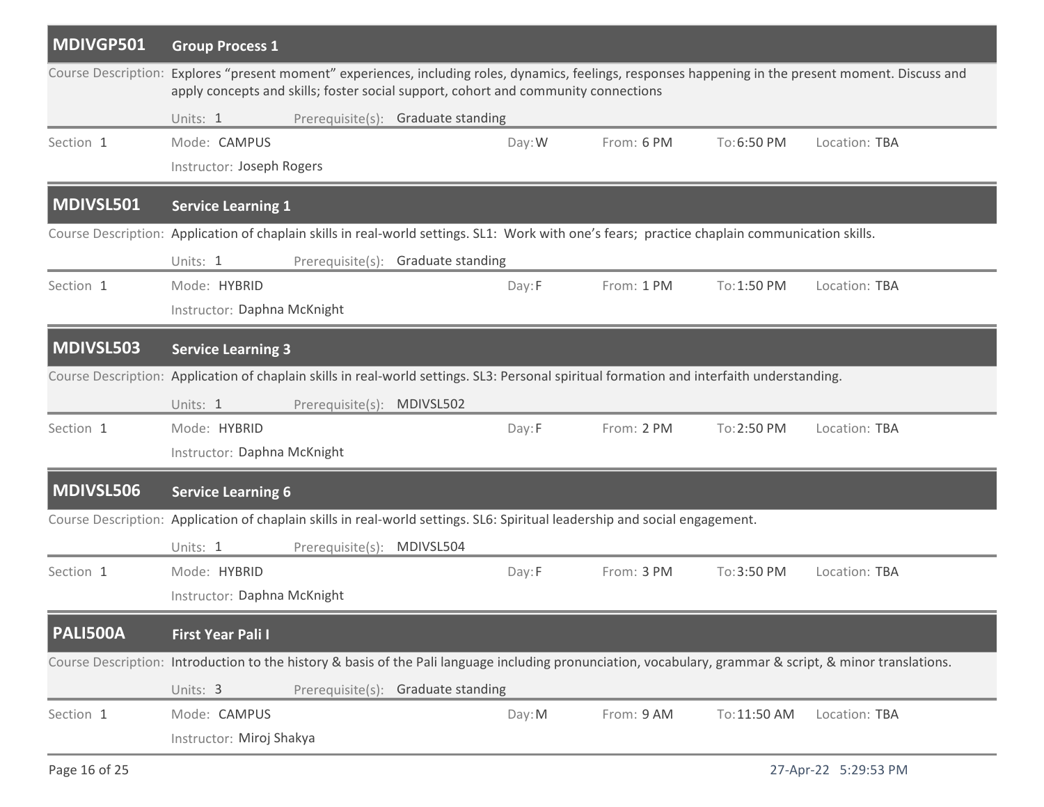## MDIVGP501 Group Process 1

Course Description: Explores “present moment” experiences, including roles, dynamics, feelings, responses happening in the present moment. Discuss and apply concepts and skills; foster social support, cohort and community connections

Units: 1 Prerequisite(s): Graduate standing

| Section | Mode | Day | From | To | Location |
|---|---|---|---|---|---|
| 1 | CAMPUS | W | 6 PM | 6:50 PM | TBA |

Instructor: Joseph Rogers

## MDIVSL501 Service Learning 1

Course Description: Application of chaplain skills in real-world settings. SL1: Work with one’s fears; practice chaplain communication skills.

Units: 1 Prerequisite(s): Graduate standing

| Section | Mode | Day | From | To | Location |
|---|---|---|---|---|---|
| 1 | HYBRID | F | 1 PM | 1:50 PM | TBA |

Instructor: Daphna McKnight

## MDIVSL503 Service Learning 3

Course Description: Application of chaplain skills in real-world settings. SL3: Personal spiritual formation and interfaith understanding.

Units: 1 Prerequisite(s): MDIVSL502

| Section | Mode | Day | From | To | Location |
|---|---|---|---|---|---|
| 1 | HYBRID | F | 2 PM | 2:50 PM | TBA |

Instructor: Daphna McKnight

## MDIVSL506 Service Learning 6

Course Description: Application of chaplain skills in real-world settings. SL6: Spiritual leadership and social engagement.

Units: 1 Prerequisite(s): MDIVSL504

| Section | Mode | Day | From | To | Location |
|---|---|---|---|---|---|
| 1 | HYBRID | F | 3 PM | 3:50 PM | TBA |

Instructor: Daphna McKnight

## PALI500A First Year Pali I

Course Description: Introduction to the history & basis of the Pali language including pronunciation, vocabulary, grammar & script, & minor translations.

Units: 3 Prerequisite(s): Graduate standing

| Section | Mode | Day | From | To | Location |
|---|---|---|---|---|---|
| 1 | CAMPUS | M | 9 AM | 11:50 AM | TBA |

Instructor: Miroj Shakya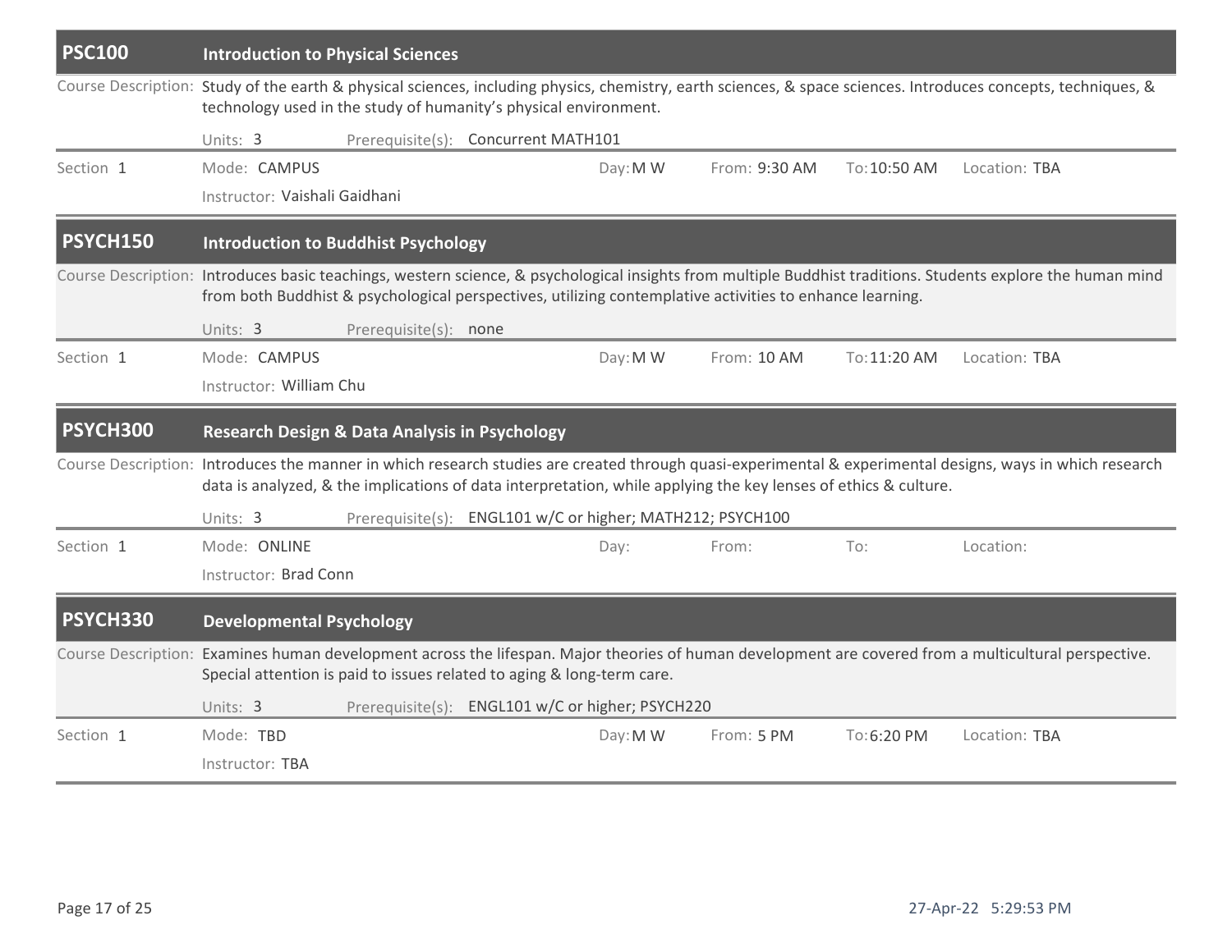## PSC100 Introduction to Physical Sciences

**Course Description:** Study of the earth & physical sciences, including physics, chemistry, earth sciences, & space sciences. Introduces concepts, techniques, & technology used in the study of humanity's physical environment.

**Units:** 3 **Prerequisite(s):** Concurrent MATH101

| Section | Mode | Day | From | To | Location |
|---|---|---|---|---|---|
| 1 | CAMPUS | M W | 9:30 AM | 10:50 AM | TBA |

Instructor: Vaishali Gaidhani

## PSYCH150 Introduction to Buddhist Psychology

**Course Description:** Introduces basic teachings, western science, & psychological insights from multiple Buddhist traditions. Students explore the human mind from both Buddhist & psychological perspectives, utilizing contemplative activities to enhance learning.

**Units:** 3 **Prerequisite(s):** none

| Section | Mode | Day | From | To | Location |
|---|---|---|---|---|---|
| 1 | CAMPUS | M W | 10 AM | 11:20 AM | TBA |

Instructor: William Chu

## PSYCH300 Research Design & Data Analysis in Psychology

**Course Description:** Introduces the manner in which research studies are created through quasi-experimental & experimental designs, ways in which research data is analyzed, & the implications of data interpretation, while applying the key lenses of ethics & culture.

**Units:** 3 **Prerequisite(s):** ENGL101 w/C or higher; MATH212; PSYCH100

| Section | Mode | Day | From | To | Location |
|---|---|---|---|---|---|
| 1 | ONLINE | | | | |

Instructor: Brad Conn

## PSYCH330 Developmental Psychology

**Course Description:** Examines human development across the lifespan. Major theories of human development are covered from a multicultural perspective. Special attention is paid to issues related to aging & long-term care.

**Units:** 3 **Prerequisite(s):** ENGL101 w/C or higher; PSYCH220

| Section | Mode | Day | From | To | Location |
|---|---|---|---|---|---|
| 1 | TBD | M W | 5 PM | 6:20 PM | TBA |

Instructor: TBA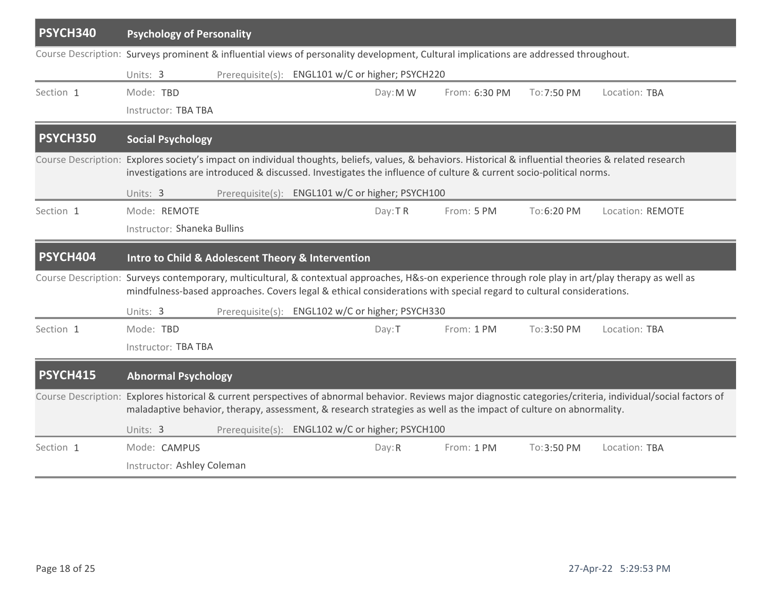## PSYCH340 Psychology of Personality

Course Description: Surveys prominent & influential views of personality development, Cultural implications are addressed throughout.

Units: 3 Prerequisite(s): ENGL101 w/C or higher; PSYCH220

| Section | Mode | Day | From | To | Location |
|---|---|---|---|---|---|
| 1 | TBD | M W | 6:30 PM | 7:50 PM | TBA |

Instructor: TBA TBA

## PSYCH350 Social Psychology

Course Description: Explores society's impact on individual thoughts, beliefs, values, & behaviors. Historical & influential theories & related research investigations are introduced & discussed. Investigates the influence of culture & current socio-political norms.

Units: 3 Prerequisite(s): ENGL101 w/C or higher; PSYCH100

| Section | Mode | Day | From | To | Location |
|---|---|---|---|---|---|
| 1 | REMOTE | T R | 5 PM | 6:20 PM | REMOTE |

Instructor: Shaneka Bullins

## PSYCH404 Intro to Child & Adolescent Theory & Intervention

Course Description: Surveys contemporary, multicultural, & contextual approaches, H&s-on experience through role play in art/play therapy as well as mindfulness-based approaches. Covers legal & ethical considerations with special regard to cultural considerations.

Units: 3 Prerequisite(s): ENGL102 w/C or higher; PSYCH330

| Section | Mode | Day | From | To | Location |
|---|---|---|---|---|---|
| 1 | TBD | T | 1 PM | 3:50 PM | TBA |

Instructor: TBA TBA

## PSYCH415 Abnormal Psychology

Course Description: Explores historical & current perspectives of abnormal behavior. Reviews major diagnostic categories/criteria, individual/social factors of maladaptive behavior, therapy, assessment, & research strategies as well as the impact of culture on abnormality.

Units: 3 Prerequisite(s): ENGL102 w/C or higher; PSYCH100

| Section | Mode | Day | From | To | Location |
|---|---|---|---|---|---|
| 1 | CAMPUS | R | 1 PM | 3:50 PM | TBA |

Instructor: Ashley Coleman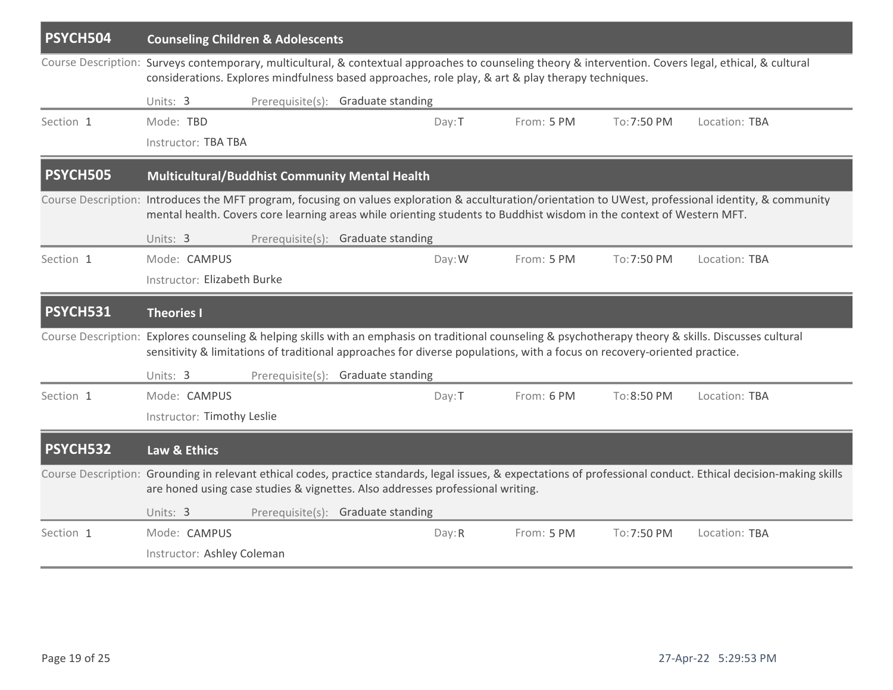## PSYCH504 Counseling Children & Adolescents

Course Description: Surveys contemporary, multicultural, & contextual approaches to counseling theory & intervention. Covers legal, ethical, & cultural considerations. Explores mindfulness based approaches, role play, & art & play therapy techniques.

Units: 3 Prerequisite(s): Graduate standing

| Section | Mode | Day | From | To | Location |
|---|---|---|---|---|---|
| 1 | TBD | T | 5 PM | 7:50 PM | TBA |

Instructor: TBA TBA

## PSYCH505 Multicultural/Buddhist Community Mental Health

Course Description: Introduces the MFT program, focusing on values exploration & acculturation/orientation to UWest, professional identity, & community mental health. Covers core learning areas while orienting students to Buddhist wisdom in the context of Western MFT.

Units: 3 Prerequisite(s): Graduate standing

| Section | Mode | Day | From | To | Location |
|---|---|---|---|---|---|
| 1 | CAMPUS | W | 5 PM | 7:50 PM | TBA |

Instructor: Elizabeth Burke

## PSYCH531 Theories I

Course Description: Explores counseling & helping skills with an emphasis on traditional counseling & psychotherapy theory & skills. Discusses cultural sensitivity & limitations of traditional approaches for diverse populations, with a focus on recovery-oriented practice.

Units: 3 Prerequisite(s): Graduate standing

| Section | Mode | Day | From | To | Location |
|---|---|---|---|---|---|
| 1 | CAMPUS | T | 6 PM | 8:50 PM | TBA |

Instructor: Timothy Leslie

## PSYCH532 Law & Ethics

Course Description: Grounding in relevant ethical codes, practice standards, legal issues, & expectations of professional conduct. Ethical decision-making skills are honed using case studies & vignettes. Also addresses professional writing.

Units: 3 Prerequisite(s): Graduate standing

| Section | Mode | Day | From | To | Location |
|---|---|---|---|---|---|
| 1 | CAMPUS | R | 5 PM | 7:50 PM | TBA |

Instructor: Ashley Coleman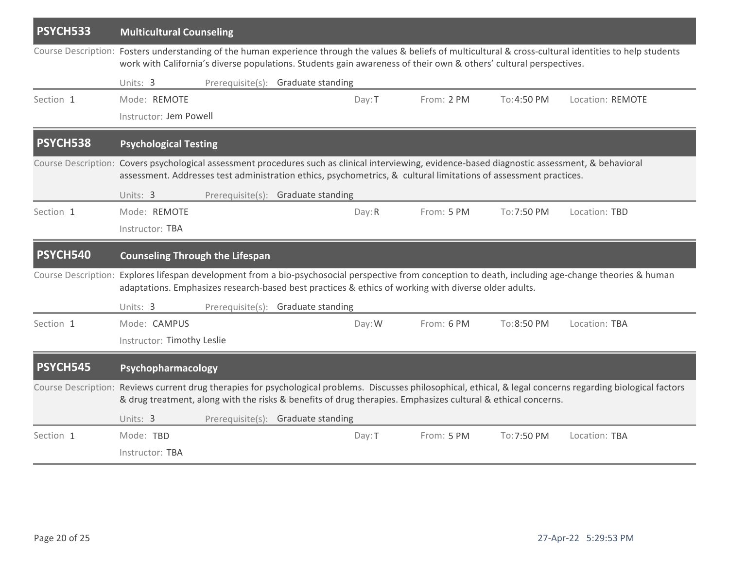## PSYCH533 Multicultural Counseling

Course Description: Fosters understanding of the human experience through the values & beliefs of multicultural & cross-cultural identities to help students work with California's diverse populations. Students gain awareness of their own & others' cultural perspectives.

Units: 3 Prerequisite(s): Graduate standing

| Section | Mode | Day | From | To | Location |
|---|---|---|---|---|---|
| 1 | REMOTE | T | 2 PM | 4:50 PM | REMOTE |

Instructor: Jem Powell

## PSYCH538 Psychological Testing

Course Description: Covers psychological assessment procedures such as clinical interviewing, evidence-based diagnostic assessment, & behavioral assessment. Addresses test administration ethics, psychometrics, & cultural limitations of assessment practices.

Units: 3 Prerequisite(s): Graduate standing

| Section | Mode | Day | From | To | Location |
|---|---|---|---|---|---|
| 1 | REMOTE | R | 5 PM | 7:50 PM | TBD |

Instructor: TBA

## PSYCH540 Counseling Through the Lifespan

Course Description: Explores lifespan development from a bio-psychosocial perspective from conception to death, including age-change theories & human adaptations. Emphasizes research-based best practices & ethics of working with diverse older adults.

Units: 3 Prerequisite(s): Graduate standing

| Section | Mode | Day | From | To | Location |
|---|---|---|---|---|---|
| 1 | CAMPUS | W | 6 PM | 8:50 PM | TBA |

Instructor: Timothy Leslie

## PSYCH545 Psychopharmacology

Course Description: Reviews current drug therapies for psychological problems. Discusses philosophical, ethical, & legal concerns regarding biological factors & drug treatment, along with the risks & benefits of drug therapies. Emphasizes cultural & ethical concerns.

Units: 3 Prerequisite(s): Graduate standing

| Section | Mode | Day | From | To | Location |
|---|---|---|---|---|---|
| 1 | TBD | T | 5 PM | 7:50 PM | TBA |

Instructor: TBA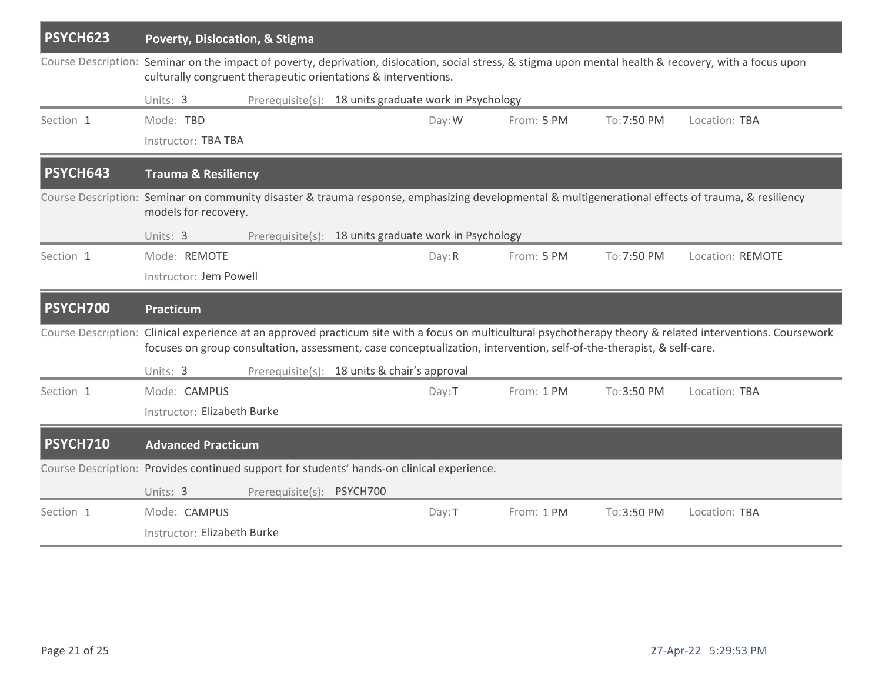## PSYCH623 Poverty, Dislocation, & Stigma

Course Description: Seminar on the impact of poverty, deprivation, dislocation, social stress, & stigma upon mental health & recovery, with a focus upon culturally congruent therapeutic orientations & interventions.

Units: 3 Prerequisite(s): 18 units graduate work in Psychology

| Section | Mode | Day | From | To | Location |
|---|---|---|---|---|---|
| 1 | TBD | W | 5 PM | 7:50 PM | TBA |

Instructor: TBA TBA

## PSYCH643 Trauma & Resiliency

Course Description: Seminar on community disaster & trauma response, emphasizing developmental & multigenerational effects of trauma, & resiliency models for recovery.

Units: 3 Prerequisite(s): 18 units graduate work in Psychology

| Section | Mode | Day | From | To | Location |
|---|---|---|---|---|---|
| 1 | REMOTE | R | 5 PM | 7:50 PM | REMOTE |

Instructor: Jem Powell

## PSYCH700 Practicum

Course Description: Clinical experience at an approved practicum site with a focus on multicultural psychotherapy theory & related interventions. Coursework focuses on group consultation, assessment, case conceptualization, intervention, self-of-the-therapist, & self-care.

Units: 3 Prerequisite(s): 18 units & chair's approval

| Section | Mode | Day | From | To | Location |
|---|---|---|---|---|---|
| 1 | CAMPUS | T | 1 PM | 3:50 PM | TBA |

Instructor: Elizabeth Burke

## PSYCH710 Advanced Practicum

Course Description: Provides continued support for students' hands-on clinical experience.

Units: 3 Prerequisite(s): PSYCH700

| Section | Mode | Day | From | To | Location |
|---|---|---|---|---|---|
| 1 | CAMPUS | T | 1 PM | 3:50 PM | TBA |

Instructor: Elizabeth Burke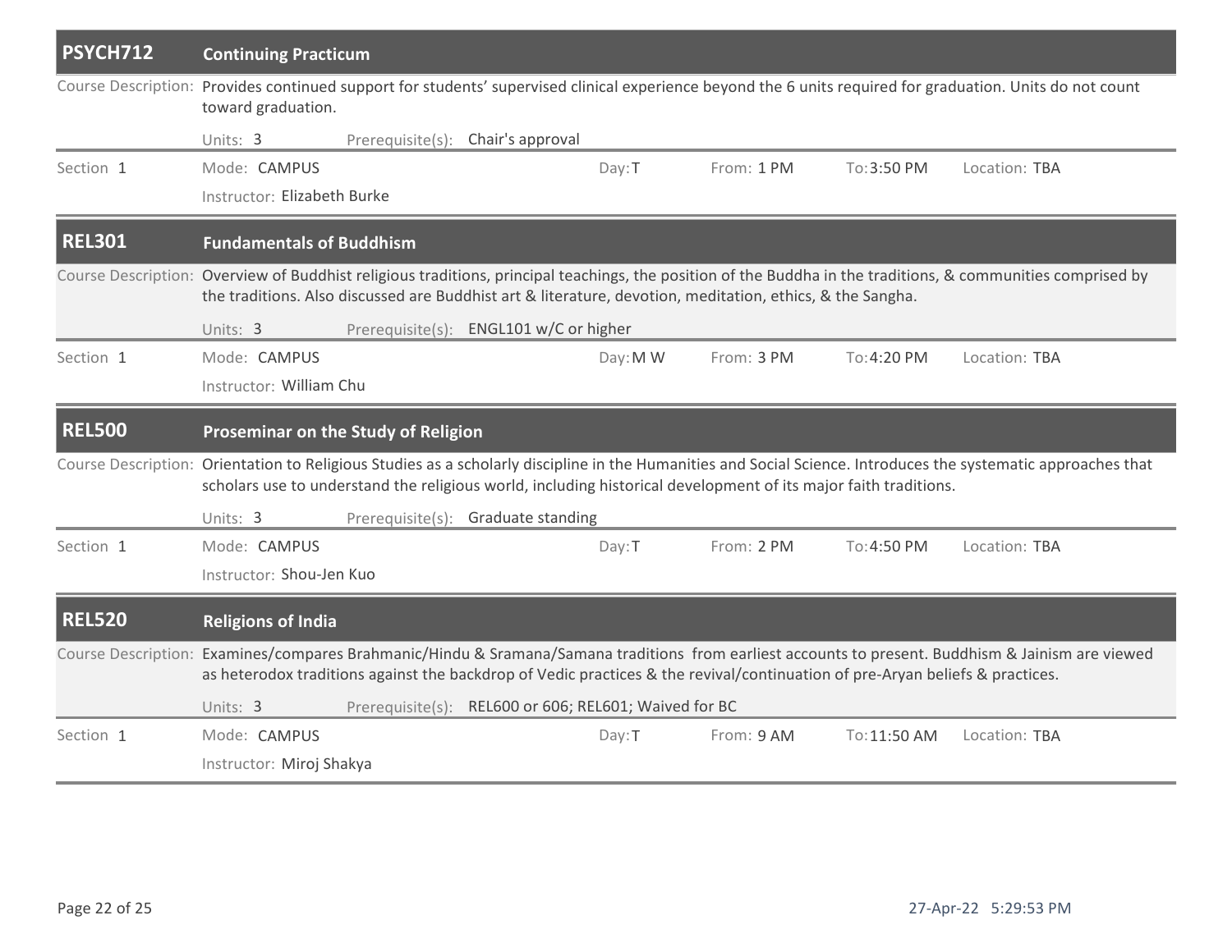## PSYCH712 Continuing Practicum

**Course Description:** Provides continued support for students' supervised clinical experience beyond the 6 units required for graduation. Units do not count toward graduation.

Units: 3 Prerequisite(s): Chair's approval

| Section | Mode | Day | From | To | Location |
| --- | --- | --- | --- | --- | --- |
| 1 | CAMPUS | T | 1 PM | 3:50 PM | TBA |

Instructor: Elizabeth Burke

## REL301 Fundamentals of Buddhism

**Course Description:** Overview of Buddhist religious traditions, principal teachings, the position of the Buddha in the traditions, & communities comprised by the traditions. Also discussed are Buddhist art & literature, devotion, meditation, ethics, & the Sangha.

Units: 3 Prerequisite(s): ENGL101 w/C or higher

| Section | Mode | Day | From | To | Location |
| --- | --- | --- | --- | --- | --- |
| 1 | CAMPUS | M W | 3 PM | 4:20 PM | TBA |

Instructor: William Chu

## REL500 Proseminar on the Study of Religion

**Course Description:** Orientation to Religious Studies as a scholarly discipline in the Humanities and Social Science. Introduces the systematic approaches that scholars use to understand the religious world, including historical development of its major faith traditions.

Units: 3 Prerequisite(s): Graduate standing

| Section | Mode | Day | From | To | Location |
| --- | --- | --- | --- | --- | --- |
| 1 | CAMPUS | T | 2 PM | 4:50 PM | TBA |

Instructor: Shou-Jen Kuo

## REL520 Religions of India

**Course Description:** Examines/compares Brahmanic/Hindu & Sramana/Samana traditions from earliest accounts to present. Buddhism & Jainism are viewed as heterodox traditions against the backdrop of Vedic practices & the revival/continuation of pre-Aryan beliefs & practices.

Units: 3 Prerequisite(s): REL600 or 606; REL601; Waived for BC

| Section | Mode | Day | From | To | Location |
| --- | --- | --- | --- | --- | --- |
| 1 | CAMPUS | T | 9 AM | 11:50 AM | TBA |

Instructor: Miroj Shakya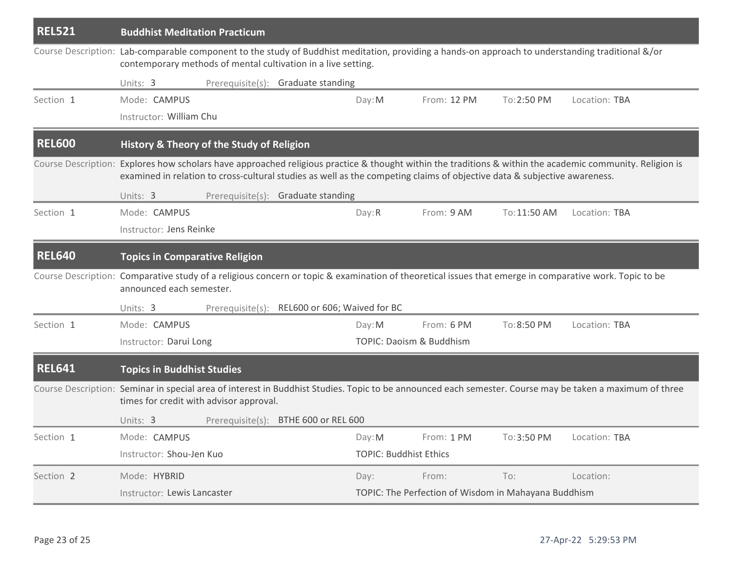## REL521 Buddhist Meditation Practicum

Course Description: Lab-comparable component to the study of Buddhist meditation, providing a hands-on approach to understanding traditional &/or contemporary methods of mental cultivation in a live setting.

Units: 3 Prerequisite(s): Graduate standing

| Section | Mode | Day | From | To | Location |
|---|---|---|---|---|---|
| Section 1 | CAMPUS | M | 12 PM | 2:50 PM | TBA |

Instructor: William Chu

## REL600 History & Theory of the Study of Religion

Course Description: Explores how scholars have approached religious practice & thought within the traditions & within the academic community. Religion is examined in relation to cross-cultural studies as well as the competing claims of objective data & subjective awareness.

Units: 3 Prerequisite(s): Graduate standing

| Section | Mode | Day | From | To | Location |
|---|---|---|---|---|---|
| Section 1 | CAMPUS | R | 9 AM | 11:50 AM | TBA |

Instructor: Jens Reinke

## REL640 Topics in Comparative Religion

Course Description: Comparative study of a religious concern or topic & examination of theoretical issues that emerge in comparative work. Topic to be announced each semester.

Units: 3 Prerequisite(s): REL600 or 606; Waived for BC

| Section | Mode | Day | From | To | Location |
|---|---|---|---|---|---|
| Section 1 | CAMPUS | M | 6 PM | 8:50 PM | TBA |

Instructor: Darui Long
TOPIC: Daoism & Buddhism

## REL641 Topics in Buddhist Studies

Course Description: Seminar in special area of interest in Buddhist Studies. Topic to be announced each semester. Course may be taken a maximum of three times for credit with advisor approval.

Units: 3 Prerequisite(s): BTHE 600 or REL 600

| Section | Mode | Day | From | To | Location |
|---|---|---|---|---|---|
| Section 1 | CAMPUS | M | 1 PM | 3:50 PM | TBA |

Instructor: Shou-Jen Kuo
TOPIC: Buddhist Ethics

| Section | Mode | Day | From | To | Location |
|---|---|---|---|---|---|
| Section 2 | HYBRID | | | | |

Instructor: Lewis Lancaster
TOPIC: The Perfection of Wisdom in Mahayana Buddhism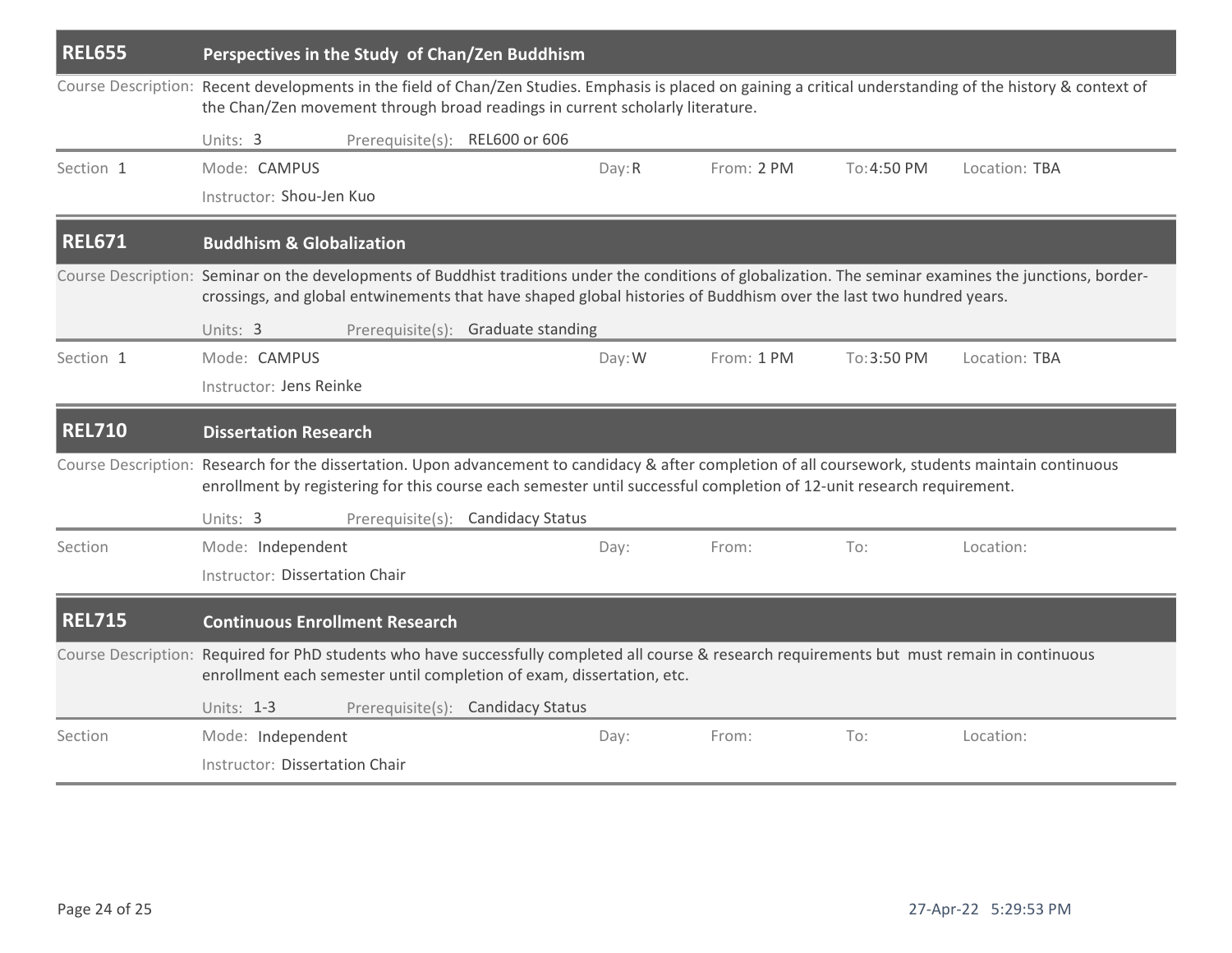## REL655 Perspectives in the Study of Chan/Zen Buddhism

Course Description: Recent developments in the field of Chan/Zen Studies. Emphasis is placed on gaining a critical understanding of the history & context of the Chan/Zen movement through broad readings in current scholarly literature.

Units: 3 Prerequisite(s): REL600 or 606

| Section | Mode | Day | From | To | Location |
|---|---|---|---|---|---|
| Section 1 | CAMPUS | R | 2 PM | 4:50 PM | TBA |

Instructor: Shou-Jen Kuo

## REL671 Buddhism & Globalization

Course Description: Seminar on the developments of Buddhist traditions under the conditions of globalization. The seminar examines the junctions, border-crossings, and global entwinements that have shaped global histories of Buddhism over the last two hundred years.

Units: 3 Prerequisite(s): Graduate standing

| Section | Mode | Day | From | To | Location |
|---|---|---|---|---|---|
| Section 1 | CAMPUS | W | 1 PM | 3:50 PM | TBA |

Instructor: Jens Reinke

## REL710 Dissertation Research

Course Description: Research for the dissertation. Upon advancement to candidacy & after completion of all coursework, students maintain continuous enrollment by registering for this course each semester until successful completion of 12-unit research requirement.

Units: 3 Prerequisite(s): Candidacy Status

| Section | Mode | Day | From | To | Location |
|---|---|---|---|---|---|
| Section | Independent | | | | |

Instructor: Dissertation Chair

## REL715 Continuous Enrollment Research

Course Description: Required for PhD students who have successfully completed all course & research requirements but must remain in continuous enrollment each semester until completion of exam, dissertation, etc.

Units: 1-3 Prerequisite(s): Candidacy Status

| Section | Mode | Day | From | To | Location |
|---|---|---|---|---|---|
| Section | Independent | | | | |

Instructor: Dissertation Chair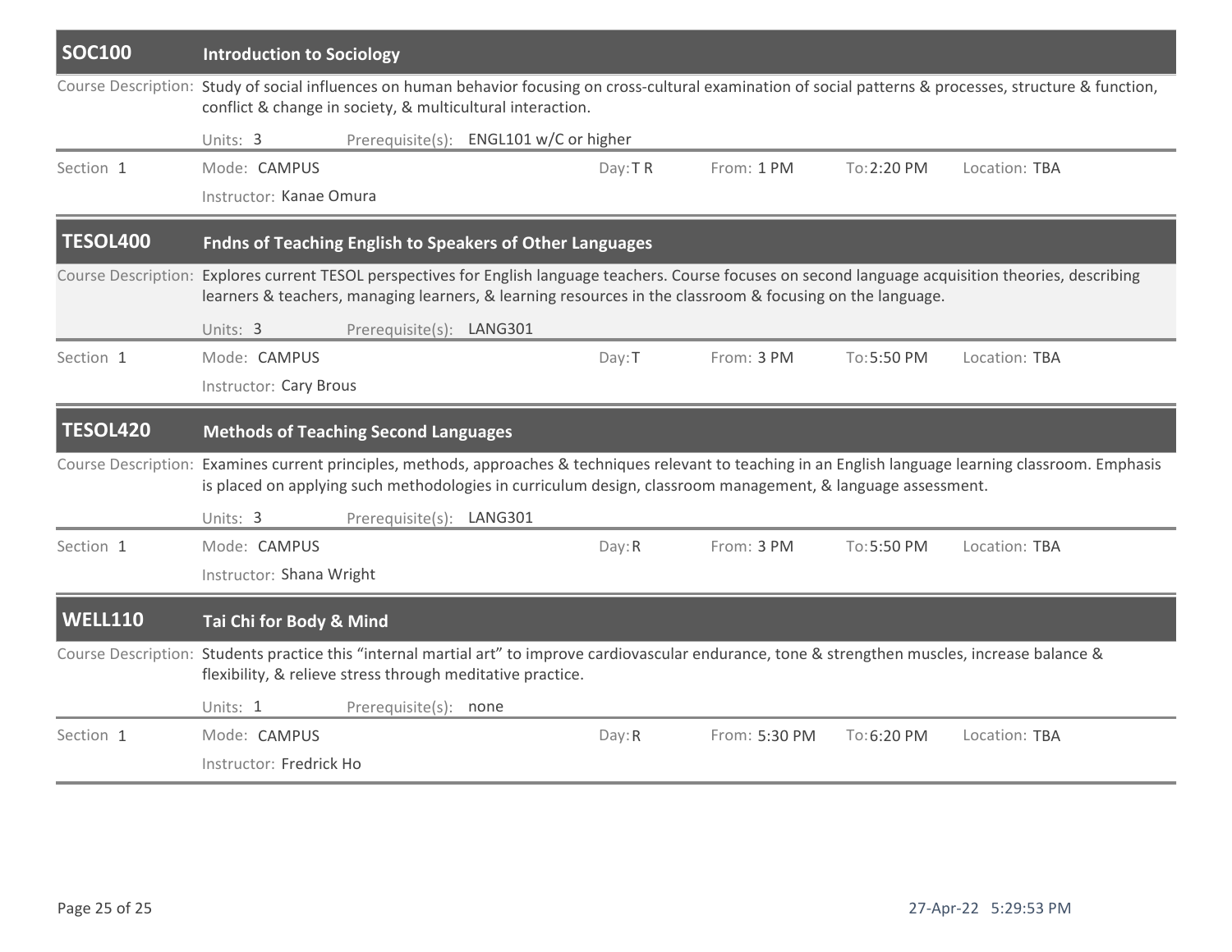## SOC100 Introduction to Sociology

Course Description: Study of social influences on human behavior focusing on cross-cultural examination of social patterns & processes, structure & function, conflict & change in society, & multicultural interaction.

Units: 3 Prerequisite(s): ENGL101 w/C or higher

| Section | Mode | Day | From | To | Location |
|---|---|---|---|---|---|
| 1 | CAMPUS | T R | 1 PM | 2:20 PM | TBA |

Instructor: Kanae Omura

## TESOL400 Fndns of Teaching English to Speakers of Other Languages

Course Description: Explores current TESOL perspectives for English language teachers. Course focuses on second language acquisition theories, describing learners & teachers, managing learners, & learning resources in the classroom & focusing on the language.

Units: 3 Prerequisite(s): LANG301

| Section | Mode | Day | From | To | Location |
|---|---|---|---|---|---|
| 1 | CAMPUS | T | 3 PM | 5:50 PM | TBA |

Instructor: Cary Brous

## TESOL420 Methods of Teaching Second Languages

Course Description: Examines current principles, methods, approaches & techniques relevant to teaching in an English language learning classroom. Emphasis is placed on applying such methodologies in curriculum design, classroom management, & language assessment.

Units: 3 Prerequisite(s): LANG301

| Section | Mode | Day | From | To | Location |
|---|---|---|---|---|---|
| 1 | CAMPUS | R | 3 PM | 5:50 PM | TBA |

Instructor: Shana Wright

## WELL110 Tai Chi for Body & Mind

Course Description: Students practice this "internal martial art" to improve cardiovascular endurance, tone & strengthen muscles, increase balance & flexibility, & relieve stress through meditative practice.

Units: 1 Prerequisite(s): none

| Section | Mode | Day | From | To | Location |
|---|---|---|---|---|---|
| 1 | CAMPUS | R | 5:30 PM | 6:20 PM | TBA |

Instructor: Fredrick Ho

27-Apr-22 5:29:53 PM